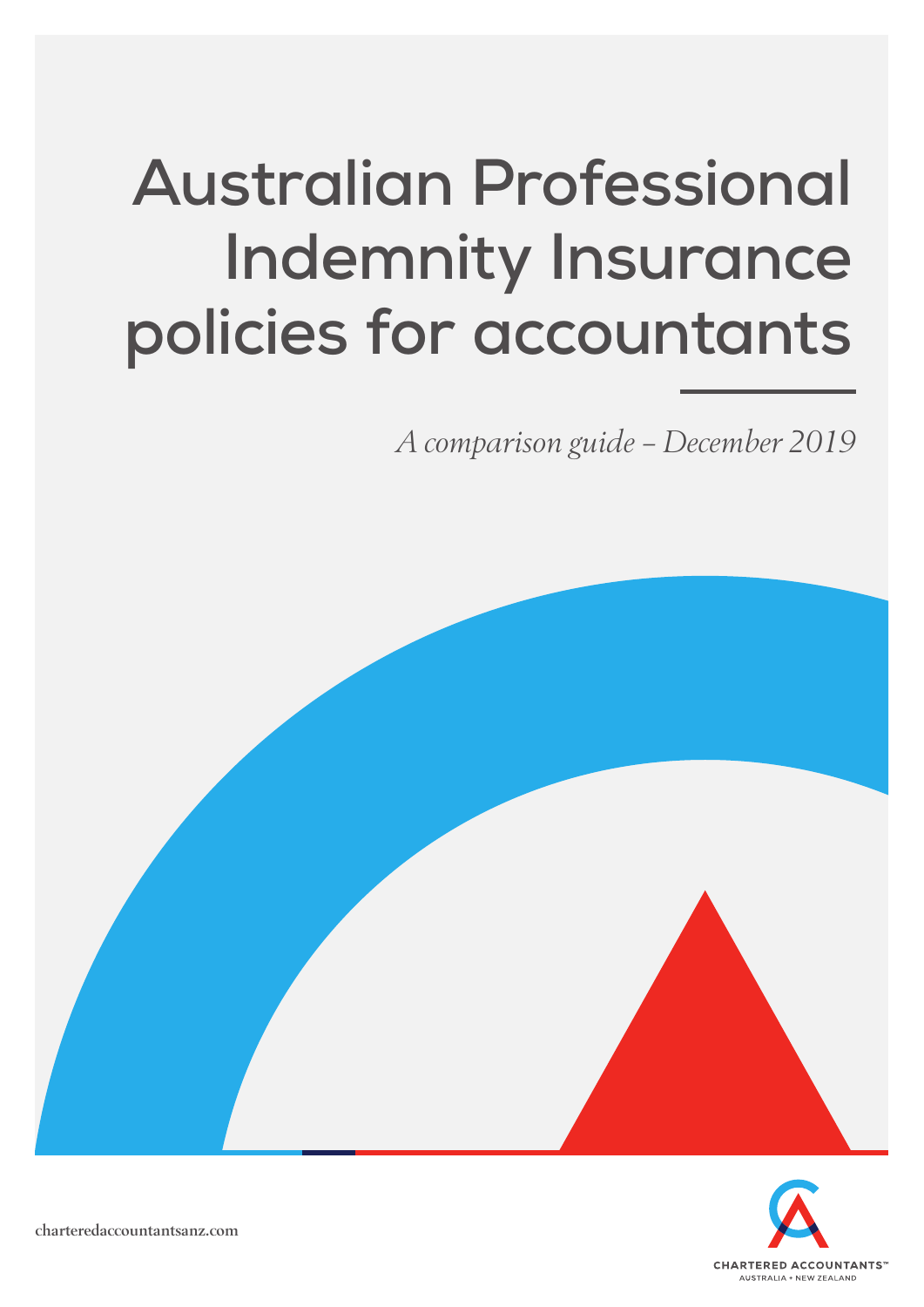# Australian Professional Indemnity Insurance policies for accountants

*A comparison guide – December 2019*

charteredaccountantsanz.com

CHARTERED ACCOUNTANTS™
AUSTRALIA + NEW ZEALAND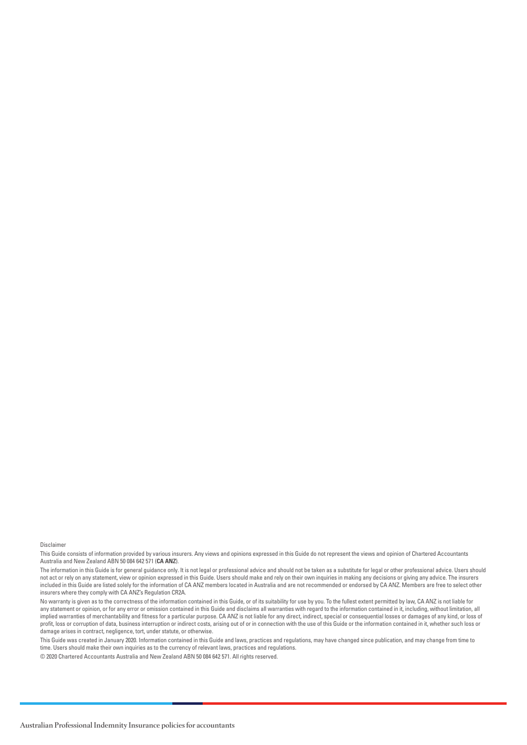Disclaimer

This Guide consists of information provided by various insurers. Any views and opinions expressed in this Guide do not represent the views and opinion of Chartered Accountants Australia and New Zealand ABN 50 084 642 571 (**CA ANZ**).

The information in this Guide is for general guidance only. It is not legal or professional advice and should not be taken as a substitute for legal or other professional advice. Users should not act or rely on any statement, view or opinion expressed in this Guide. Users should make and rely on their own inquiries in making any decisions or giving any advice. The insurers included in this Guide are listed solely for the information of CA ANZ members located in Australia and are not recommended or endorsed by CA ANZ. Members are free to select other insurers where they comply with CA ANZ's Regulation CR2A.

No warranty is given as to the correctness of the information contained in this Guide, or of its suitability for use by you. To the fullest extent permitted by law, CA ANZ is not liable for any statement or opinion, or for any error or omission contained in this Guide and disclaims all warranties with regard to the information contained in it, including, without limitation, all implied warranties of merchantability and fitness for a particular purpose. CA ANZ is not liable for any direct, indirect, special or consequential losses or damages of any kind, or loss of profit, loss or corruption of data, business interruption or indirect costs, arising out of or in connection with the use of this Guide or the information contained in it, whether such loss or damage arises in contract, negligence, tort, under statute, or otherwise.

This Guide was created in January 2020. Information contained in this Guide and laws, practices and regulations, may have changed since publication, and may change from time to time. Users should make their own inquiries as to the currency of relevant laws, practices and regulations.

© 2020 Chartered Accountants Australia and New Zealand ABN 50 084 642 571. All rights reserved.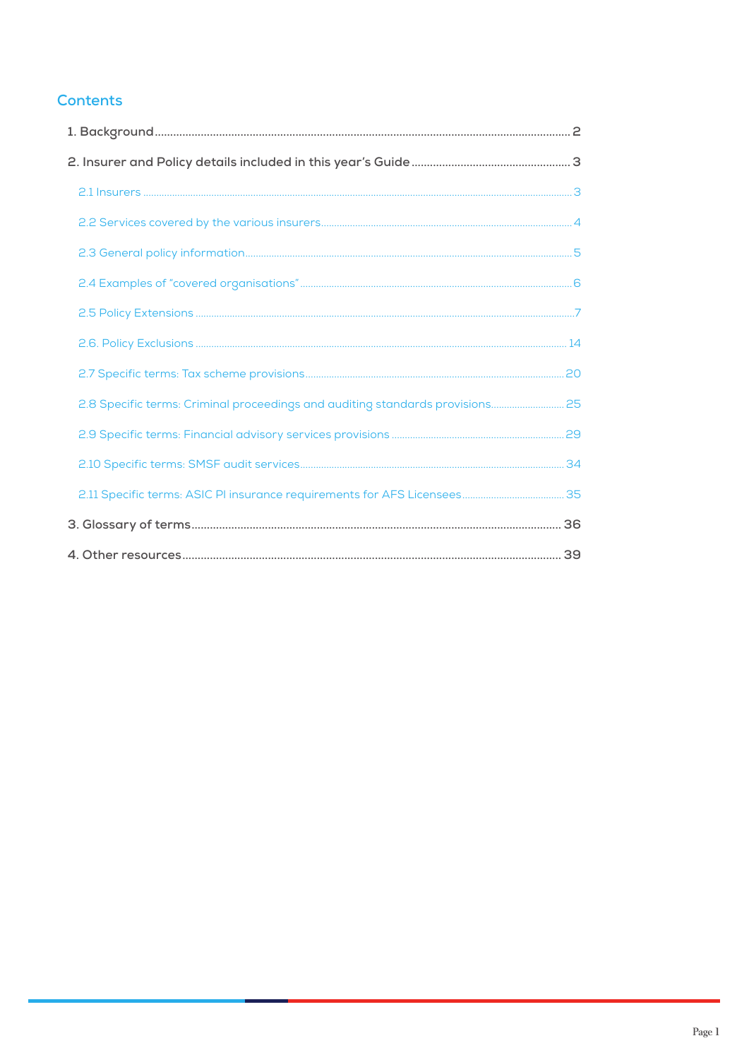## Contents

1. Background ..... 2

2. Insurer and Policy details included in this year's Guide ..... 3

- 2.1 Insurers ..... 3
- 2.2 Services covered by the various insurers ..... 4
- 2.3 General policy information ..... 5
- 2.4 Examples of "covered organisations" ..... 6
- 2.5 Policy Extensions ..... 7
- 2.6. Policy Exclusions ..... 14
- 2.7 Specific terms: Tax scheme provisions ..... 20
- 2.8 Specific terms: Criminal proceedings and auditing standards provisions ..... 25
- 2.9 Specific terms: Financial advisory services provisions ..... 29
- 2.10 Specific terms: SMSF audit services ..... 34
- 2.11 Specific terms: ASIC PI insurance requirements for AFS Licensees ..... 35

3. Glossary of terms ..... 36

4. Other resources ..... 39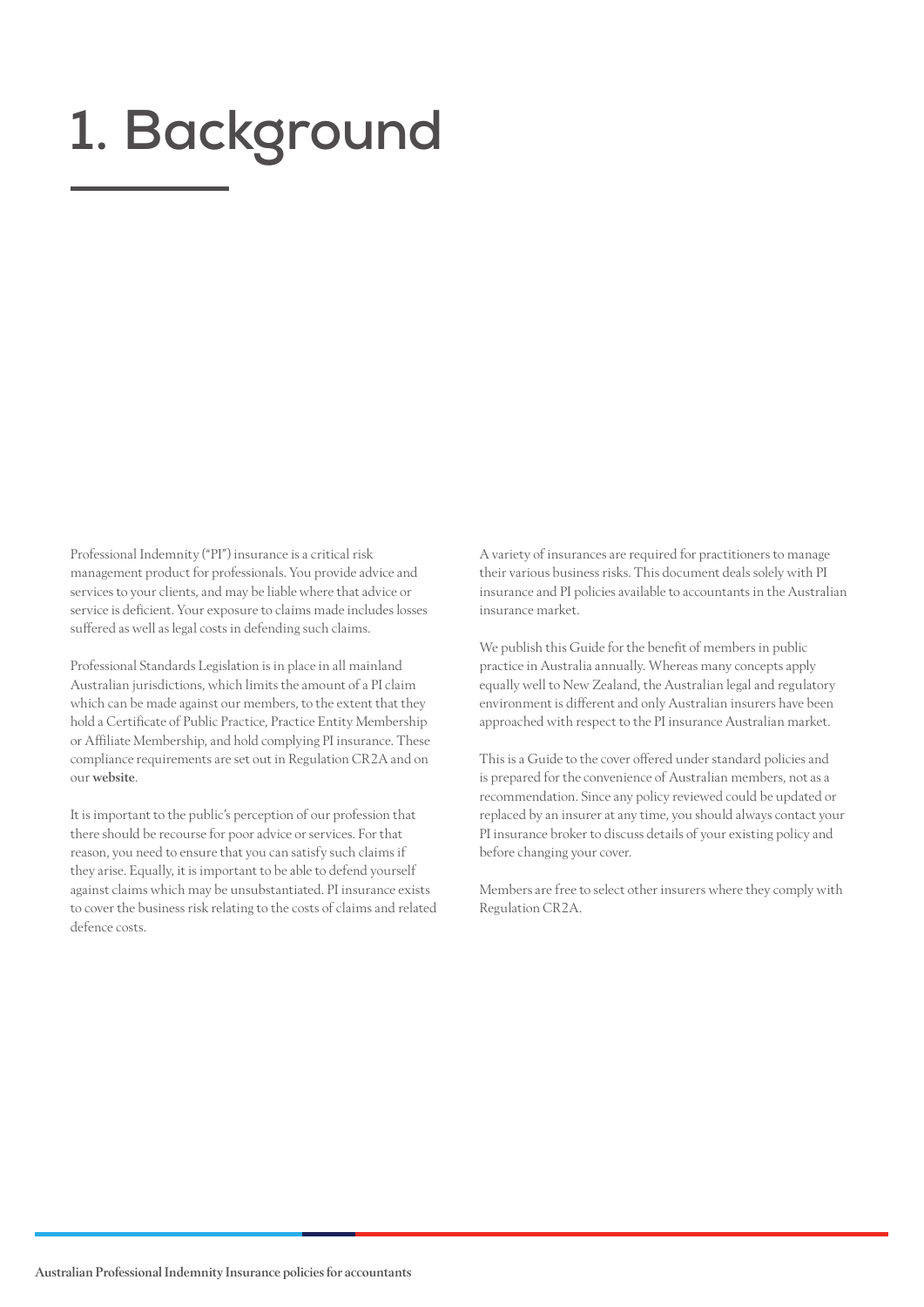# 1. Background

Professional Indemnity ("PI") insurance is a critical risk management product for professionals. You provide advice and services to your clients, and may be liable where that advice or service is deficient. Your exposure to claims made includes losses suffered as well as legal costs in defending such claims.

Professional Standards Legislation is in place in all mainland Australian jurisdictions, which limits the amount of a PI claim which can be made against our members, to the extent that they hold a Certificate of Public Practice, Practice Entity Membership or Affiliate Membership, and hold complying PI insurance. These compliance requirements are set out in Regulation CR2A and on our **website**.

It is important to the public's perception of our profession that there should be recourse for poor advice or services. For that reason, you need to ensure that you can satisfy such claims if they arise. Equally, it is important to be able to defend yourself against claims which may be unsubstantiated. PI insurance exists to cover the business risk relating to the costs of claims and related defence costs.

A variety of insurances are required for practitioners to manage their various business risks. This document deals solely with PI insurance and PI policies available to accountants in the Australian insurance market.

We publish this Guide for the benefit of members in public practice in Australia annually. Whereas many concepts apply equally well to New Zealand, the Australian legal and regulatory environment is different and only Australian insurers have been approached with respect to the PI insurance Australian market.

This is a Guide to the cover offered under standard policies and is prepared for the convenience of Australian members, not as a recommendation. Since any policy reviewed could be updated or replaced by an insurer at any time, you should always contact your PI insurance broker to discuss details of your existing policy and before changing your cover.

Members are free to select other insurers where they comply with Regulation CR2A.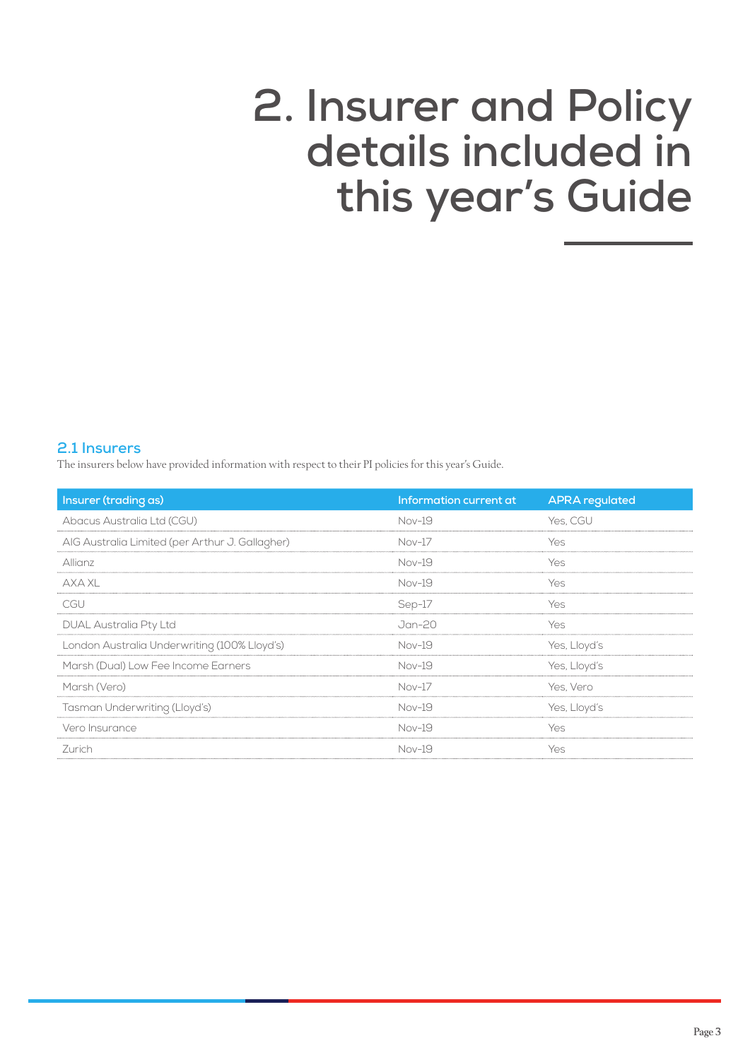# 2. Insurer and Policy details included in this year's Guide

## 2.1 Insurers

The insurers below have provided information with respect to their PI policies for this year's Guide.

| Insurer (trading as) | Information current at | APRA regulated |
|---|---|---|
| Abacus Australia Ltd (CGU) | Nov-19 | Yes, CGU |
| AIG Australia Limited (per Arthur J. Gallagher) | Nov-17 | Yes |
| Allianz | Nov-19 | Yes |
| AXA XL | Nov-19 | Yes |
| CGU | Sep-17 | Yes |
| DUAL Australia Pty Ltd | Jan-20 | Yes |
| London Australia Underwriting (100% Lloyd's) | Nov-19 | Yes, Lloyd's |
| Marsh (Dual) Low Fee Income Earners | Nov-19 | Yes, Lloyd's |
| Marsh (Vero) | Nov-17 | Yes, Vero |
| Tasman Underwriting (Lloyd's) | Nov-19 | Yes, Lloyd's |
| Vero Insurance | Nov-19 | Yes |
| Zurich | Nov-19 | Yes |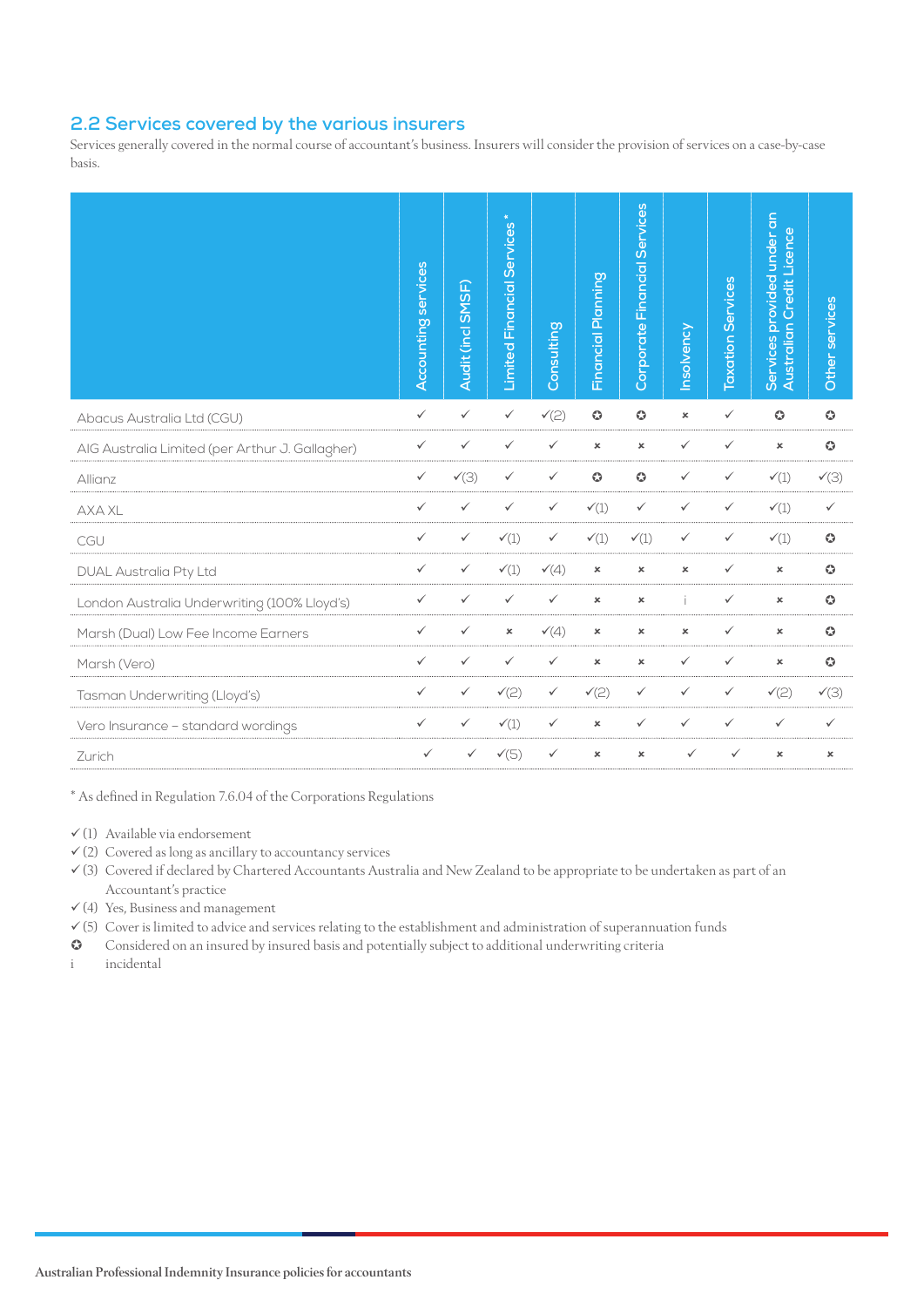## 2.2 Services covered by the various insurers

Services generally covered in the normal course of accountant's business. Insurers will consider the provision of services on a case-by-case basis.

| | Accounting services | Audit (incl SMSF) | Limited Financial Services * | Consulting | Financial Planning | Corporate Financial Services | Insolvency | Taxation Services | Services provided under an Australian Credit Licence | Other services |
|---|---|---|---|---|---|---|---|---|---|---|
| Abacus Australia Ltd (CGU) | ✓ | ✓ | ✓ | ✓(2) | ✪ | ✪ | × | ✓ | ✪ | ✪ |
| AIG Australia Limited (per Arthur J. Gallagher) | ✓ | ✓ | ✓ | ✓ | × | × | ✓ | ✓ | × | ✪ |
| Allianz | ✓ | ✓(3) | ✓ | ✓ | ✪ | ✪ | ✓ | ✓ | ✓(1) | ✓(3) |
| AXA XL | ✓ | ✓ | ✓ | ✓ | ✓(1) | ✓ | ✓ | ✓ | ✓(1) | ✓ |
| CGU | ✓ | ✓ | ✓(1) | ✓ | ✓(1) | ✓(1) | ✓ | ✓ | ✓(1) | ✪ |
| DUAL Australia Pty Ltd | ✓ | ✓ | ✓(1) | ✓(4) | × | × | × | ✓ | × | ✪ |
| London Australia Underwriting (100% Lloyd's) | ✓ | ✓ | ✓ | ✓ | × | × | i | ✓ | × | ✪ |
| Marsh (Dual) Low Fee Income Earners | ✓ | ✓ | × | ✓(4) | × | × | × | ✓ | × | ✪ |
| Marsh (Vero) | ✓ | ✓ | ✓ | ✓ | × | × | ✓ | ✓ | × | ✪ |
| Tasman Underwriting (Lloyd's) | ✓ | ✓ | ✓(2) | ✓ | ✓(2) | ✓ | ✓ | ✓ | ✓(2) | ✓(3) |
| Vero Insurance – standard wordings | ✓ | ✓ | ✓(1) | ✓ | × | ✓ | ✓ | ✓ | ✓ | ✓ |
| Zurich | ✓ | ✓ | ✓(5) | ✓ | × | × | ✓ | ✓ | × | × |

* As defined in Regulation 7.6.04 of the Corporations Regulations

✓(1) Available via endorsement
✓(2) Covered as long as ancillary to accountancy services
✓(3) Covered if declared by Chartered Accountants Australia and New Zealand to be appropriate to be undertaken as part of an Accountant's practice
✓(4) Yes, Business and management
✓(5) Cover is limited to advice and services relating to the establishment and administration of superannuation funds
✪ Considered on an insured by insured basis and potentially subject to additional underwriting criteria
i incidental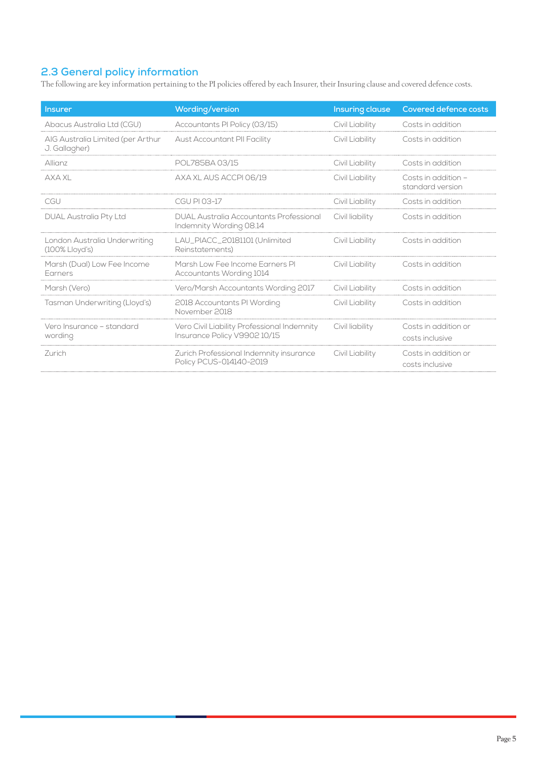## 2.3 General policy information

The following are key information pertaining to the PI policies offered by each Insurer, their Insuring clause and covered defence costs.

| Insurer | Wording/version | Insuring clause | Covered defence costs |
|---|---|---|---|
| Abacus Australia Ltd (CGU) | Accountants PI Policy (03/15) | Civil Liability | Costs in addition |
| AIG Australia Limited (per Arthur J. Gallagher) | Aust Accountant PII Facility | Civil Liability | Costs in addition |
| Allianz | POL785BA 03/15 | Civil Liability | Costs in addition |
| AXA XL | AXA XL AUS ACCPI 06/19 | Civil Liability | Costs in addition – standard version |
| CGU | CGU PI 03-17 | Civil Liability | Costs in addition |
| DUAL Australia Pty Ltd | DUAL Australia Accountants Professional Indemnity Wording 08.14 | Civil liability | Costs in addition |
| London Australia Underwriting (100% Lloyd's) | LAU_PIACC_20181101 (Unlimited Reinstatements) | Civil Liability | Costs in addition |
| Marsh (Dual) Low Fee Income Earners | Marsh Low Fee Income Earners PI Accountants Wording 1014 | Civil Liability | Costs in addition |
| Marsh (Vero) | Vero/Marsh Accountants Wording 2017 | Civil Liability | Costs in addition |
| Tasman Underwriting (Lloyd's) | 2018 Accountants PI Wording November 2018 | Civil Liability | Costs in addition |
| Vero Insurance – standard wording | Vero Civil Liability Professional Indemnity Insurance Policy V9902 10/15 | Civil liability | Costs in addition or costs inclusive |
| Zurich | Zurich Professional Indemnity insurance Policy PCUS-014140-2019 | Civil Liability | Costs in addition or costs inclusive |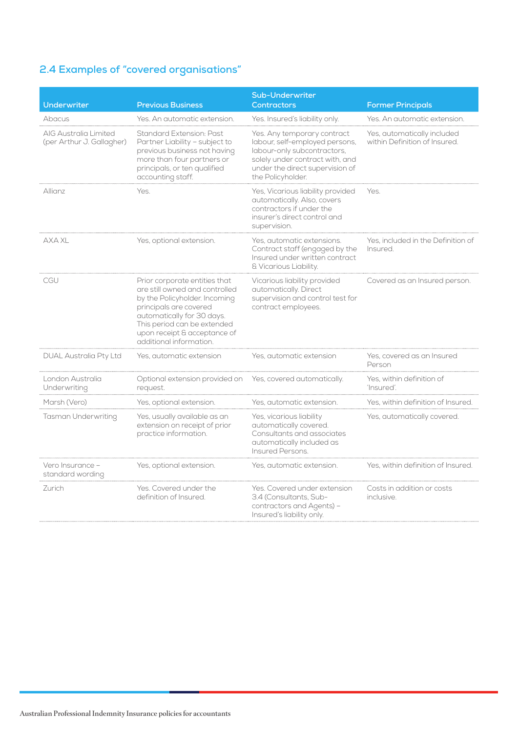## 2.4 Examples of "covered organisations"

| Underwriter | Previous Business | Sub-Underwriter Contractors | Former Principals |
|---|---|---|---|
| Abacus | Yes. An automatic extension. | Yes. Insured's liability only. | Yes. An automatic extension. |
| AIG Australia Limited (per Arthur J. Gallagher) | Standard Extension: Past Partner Liability – subject to previous business not having more than four partners or principals, or ten qualified accounting staff. | Yes. Any temporary contract labour, self-employed persons, labour-only subcontractors, solely under contract with, and under the direct supervision of the Policyholder. | Yes, automatically included within Definition of Insured. |
| Allianz | Yes. | Yes, Vicarious liability provided automatically. Also, covers contractors if under the insurer's direct control and supervision. | Yes. |
| AXA XL | Yes, optional extension. | Yes, automatic extensions. Contract staff (engaged by the Insured under written contract & Vicarious Liability. | Yes, included in the Definition of Insured. |
| CGU | Prior corporate entities that are still owned and controlled by the Policyholder. Incoming principals are covered automatically for 30 days. This period can be extended upon receipt & acceptance of additional information. | Vicarious liability provided automatically. Direct supervision and control test for contract employees. | Covered as an Insured person. |
| DUAL Australia Pty Ltd | Yes, automatic extension | Yes, automatic extension | Yes, covered as an Insured Person |
| London Australia Underwriting | Optional extension provided on request. | Yes, covered automatically. | Yes, within definition of 'Insured'. |
| Marsh (Vero) | Yes, optional extension. | Yes, automatic extension. | Yes, within definition of Insured. |
| Tasman Underwriting | Yes, usually available as an extension on receipt of prior practice information. | Yes, vicarious liability automatically covered. Consultants and associates automatically included as Insured Persons. | Yes, automatically covered. |
| Vero Insurance – standard wording | Yes, optional extension. | Yes, automatic extension. | Yes, within definition of Insured. |
| Zurich | Yes. Covered under the definition of Insured. | Yes. Covered under extension 3.4 (Consultants, Sub-contractors and Agents) – Insured's liability only. | Costs in addition or costs inclusive. |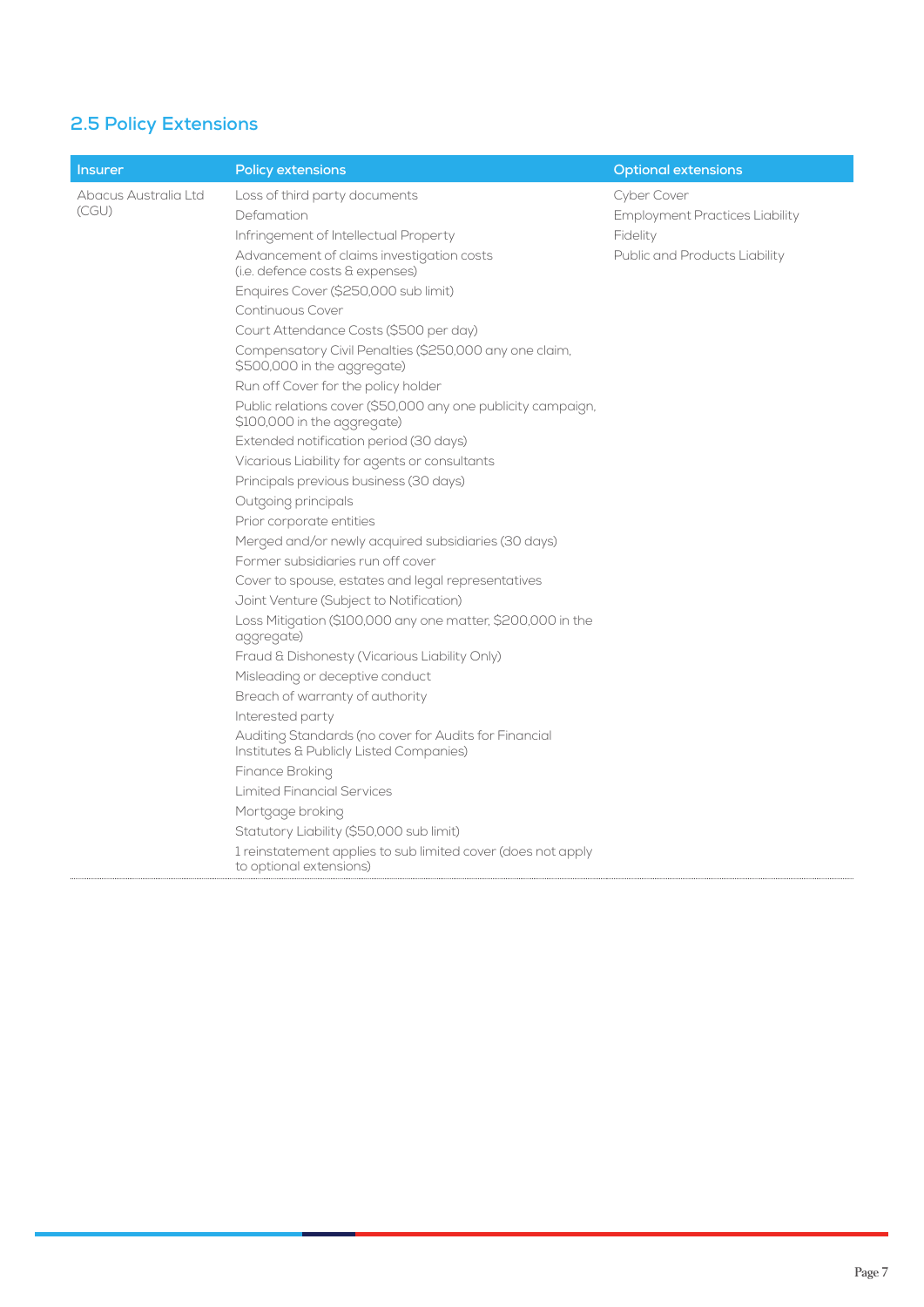## 2.5 Policy Extensions

| Insurer | Policy extensions | Optional extensions |
|---|---|---|
| Abacus Australia Ltd (CGU) | Loss of third party documents | Cyber Cover |
| | Defamation | Employment Practices Liability |
| | Infringement of Intellectual Property | Fidelity |
| | Advancement of claims investigation costs (i.e. defence costs & expenses) | Public and Products Liability |
| | Enquires Cover ($250,000 sub limit) | |
| | Continuous Cover | |
| | Court Attendance Costs ($500 per day) | |
| | Compensatory Civil Penalties ($250,000 any one claim, $500,000 in the aggregate) | |
| | Run off Cover for the policy holder | |
| | Public relations cover ($50,000 any one publicity campaign, $100,000 in the aggregate) | |
| | Extended notification period (30 days) | |
| | Vicarious Liability for agents or consultants | |
| | Principals previous business (30 days) | |
| | Outgoing principals | |
| | Prior corporate entities | |
| | Merged and/or newly acquired subsidiaries (30 days) | |
| | Former subsidiaries run off cover | |
| | Cover to spouse, estates and legal representatives | |
| | Joint Venture (Subject to Notification) | |
| | Loss Mitigation ($100,000 any one matter, $200,000 in the aggregate) | |
| | Fraud & Dishonesty (Vicarious Liability Only) | |
| | Misleading or deceptive conduct | |
| | Breach of warranty of authority | |
| | Interested party | |
| | Auditing Standards (no cover for Audits for Financial Institutes & Publicly Listed Companies) | |
| | Finance Broking | |
| | Limited Financial Services | |
| | Mortgage broking | |
| | Statutory Liability ($50,000 sub limit) | |
| | 1 reinstatement applies to sub limited cover (does not apply to optional extensions) | |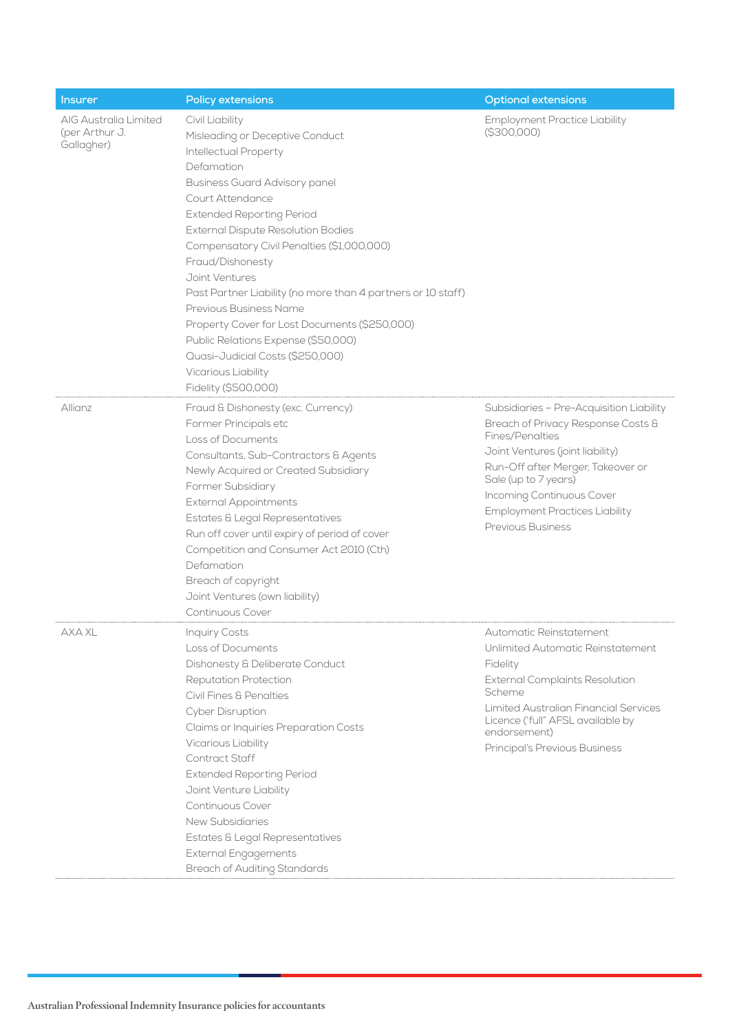| Insurer | Policy extensions | Optional extensions |
| --- | --- | --- |
| AIG Australia Limited (per Arthur J. Gallagher) | Civil Liability<br>Misleading or Deceptive Conduct<br>Intellectual Property<br>Defamation<br>Business Guard Advisory panel<br>Court Attendance<br>Extended Reporting Period<br>External Dispute Resolution Bodies<br>Compensatory Civil Penalties ($1,000,000)<br>Fraud/Dishonesty<br>Joint Ventures<br>Past Partner Liability (no more than 4 partners or 10 staff)<br>Previous Business Name<br>Property Cover for Lost Documents ($250,000)<br>Public Relations Expense ($50,000)<br>Quasi-Judicial Costs ($250,000)<br>Vicarious Liability<br>Fidelity ($500,000) | Employment Practice Liability ($300,000) |
| Allianz | Fraud & Dishonesty (exc. Currency)<br>Former Principals etc<br>Loss of Documents<br>Consultants, Sub-Contractors & Agents<br>Newly Acquired or Created Subsidiary<br>Former Subsidiary<br>External Appointments<br>Estates & Legal Representatives<br>Run off cover until expiry of period of cover<br>Competition and Consumer Act 2010 (Cth)<br>Defamation<br>Breach of copyright<br>Joint Ventures (own liability)<br>Continuous Cover | Subsidiaries – Pre-Acquisition Liability<br>Breach of Privacy Response Costs & Fines/Penalties<br>Joint Ventures (joint liability)<br>Run-Off after Merger, Takeover or Sale (up to 7 years)<br>Incoming Continuous Cover<br>Employment Practices Liability<br>Previous Business |
| AXA XL | Inquiry Costs<br>Loss of Documents<br>Dishonesty & Deliberate Conduct<br>Reputation Protection<br>Civil Fines & Penalties<br>Cyber Disruption<br>Claims or Inquiries Preparation Costs<br>Vicarious Liability<br>Contract Staff<br>Extended Reporting Period<br>Joint Venture Liability<br>Continuous Cover<br>New Subsidiaries<br>Estates & Legal Representatives<br>External Engagements<br>Breach of Auditing Standards | Automatic Reinstatement<br>Unlimited Automatic Reinstatement<br>Fidelity<br>External Complaints Resolution Scheme<br>Limited Australian Financial Services Licence ('full" AFSL available by endorsement)<br>Principal's Previous Business |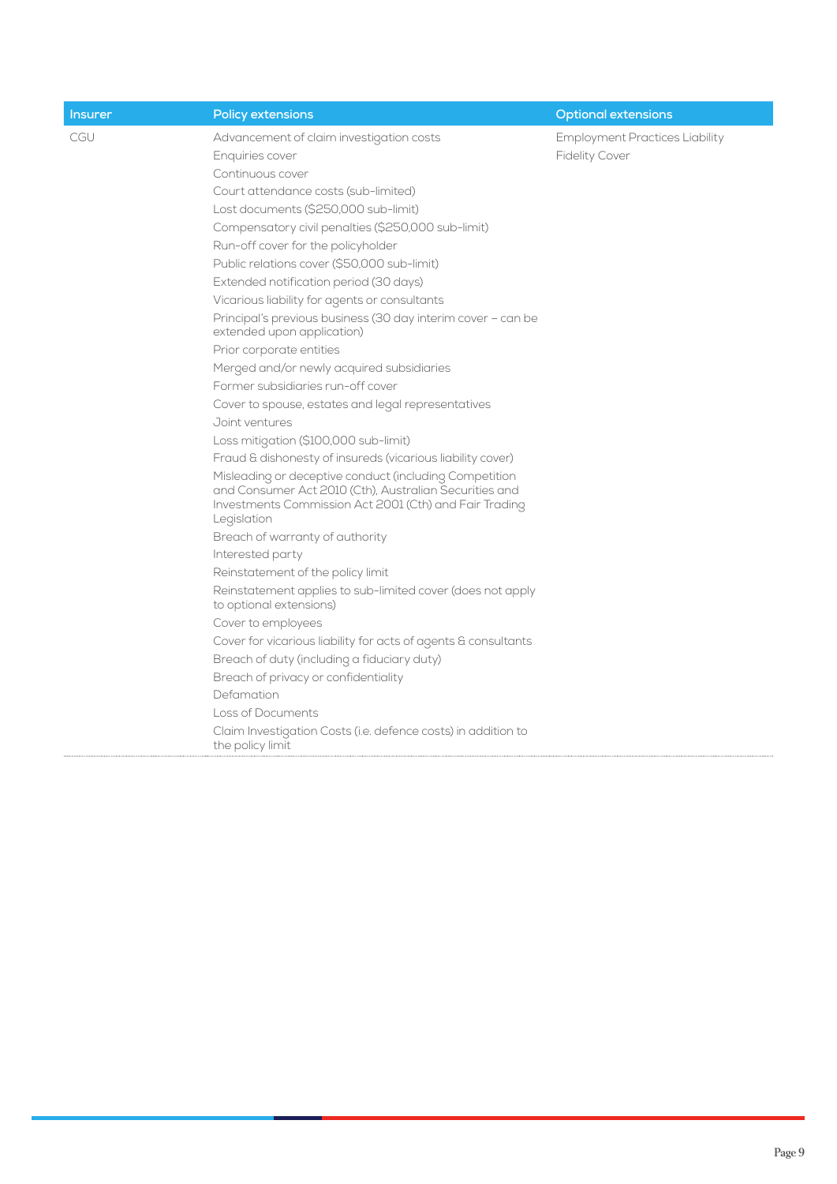| Insurer | Policy extensions | Optional extensions |
|---|---|---|
| CGU | Advancement of claim investigation costs<br>Enquiries cover<br>Continuous cover<br>Court attendance costs (sub-limited)<br>Lost documents ($250,000 sub-limit)<br>Compensatory civil penalties ($250,000 sub-limit)<br>Run-off cover for the policyholder<br>Public relations cover ($50,000 sub-limit)<br>Extended notification period (30 days)<br>Vicarious liability for agents or consultants<br>Principal's previous business (30 day interim cover – can be extended upon application)<br>Prior corporate entities<br>Merged and/or newly acquired subsidiaries<br>Former subsidiaries run-off cover<br>Cover to spouse, estates and legal representatives<br>Joint ventures<br>Loss mitigation ($100,000 sub-limit)<br>Fraud & dishonesty of insureds (vicarious liability cover)<br>Misleading or deceptive conduct (including Competition and Consumer Act 2010 (Cth), Australian Securities and Investments Commission Act 2001 (Cth) and Fair Trading Legislation<br>Breach of warranty of authority<br>Interested party<br>Reinstatement of the policy limit<br>Reinstatement applies to sub-limited cover (does not apply to optional extensions)<br>Cover to employees<br>Cover for vicarious liability for acts of agents & consultants<br>Breach of duty (including a fiduciary duty)<br>Breach of privacy or confidentiality<br>Defamation<br>Loss of Documents<br>Claim Investigation Costs (i.e. defence costs) in addition to the policy limit | Employment Practices Liability<br>Fidelity Cover |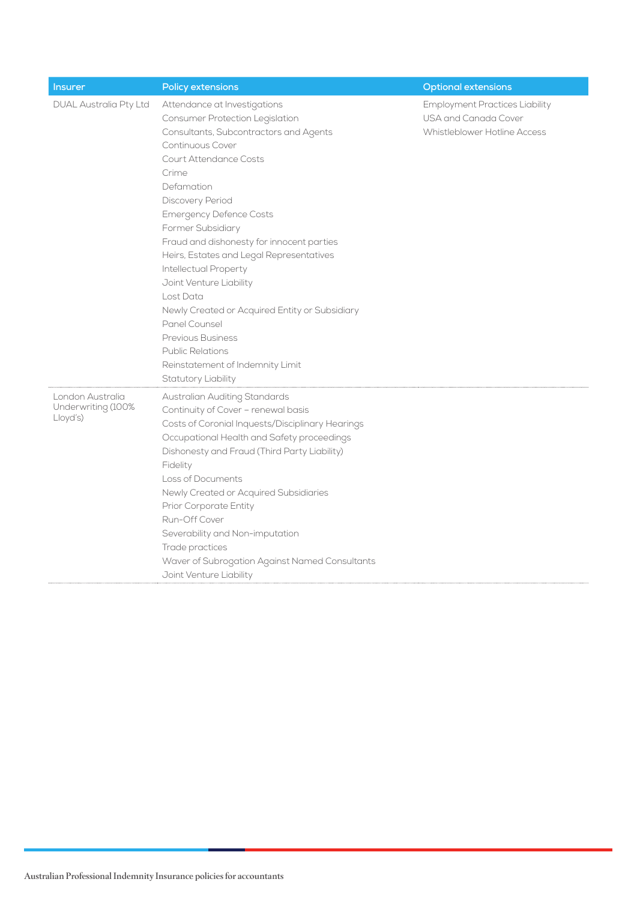| Insurer | Policy extensions | Optional extensions |
|---|---|---|
| DUAL Australia Pty Ltd | Attendance at Investigations<br>Consumer Protection Legislation<br>Consultants, Subcontractors and Agents<br>Continuous Cover<br>Court Attendance Costs<br>Crime<br>Defamation<br>Discovery Period<br>Emergency Defence Costs<br>Former Subsidiary<br>Fraud and dishonesty for innocent parties<br>Heirs, Estates and Legal Representatives<br>Intellectual Property<br>Joint Venture Liability<br>Lost Data<br>Newly Created or Acquired Entity or Subsidiary<br>Panel Counsel<br>Previous Business<br>Public Relations<br>Reinstatement of Indemnity Limit<br>Statutory Liability | Employment Practices Liability<br>USA and Canada Cover<br>Whistleblower Hotline Access |
| London Australia Underwriting (100% Lloyd's) | Australian Auditing Standards<br>Continuity of Cover – renewal basis<br>Costs of Coronial Inquests/Disciplinary Hearings<br>Occupational Health and Safety proceedings<br>Dishonesty and Fraud (Third Party Liability)<br>Fidelity<br>Loss of Documents<br>Newly Created or Acquired Subsidiaries<br>Prior Corporate Entity<br>Run-Off Cover<br>Severability and Non-imputation<br>Trade practices<br>Waver of Subrogation Against Named Consultants<br>Joint Venture Liability | |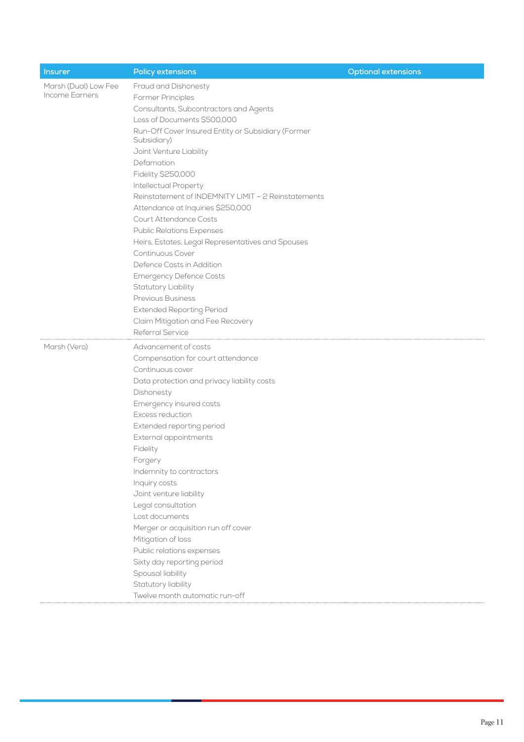| Insurer | Policy extensions | Optional extensions |
|---|---|---|
| Marsh (Dual) Low Fee Income Earners | Fraud and Dishonesty<br>Former Principles<br>Consultants, Subcontractors and Agents<br>Loss of Documents $500,000<br>Run-Off Cover Insured Entity or Subsidiary (Former Subsidiary)<br>Joint Venture Liability<br>Defamation<br>Fidelity $250,000<br>Intellectual Property<br>Reinstatement of INDEMNITY LIMIT – 2 Reinstatements<br>Attendance at Inquiries $250,000<br>Court Attendance Costs<br>Public Relations Expenses<br>Heirs, Estates, Legal Representatives and Spouses<br>Continuous Cover<br>Defence Costs in Addition<br>Emergency Defence Costs<br>Statutory Liability<br>Previous Business<br>Extended Reporting Period<br>Claim Mitigation and Fee Recovery<br>Referral Service | |
| Marsh (Vero) | Advancement of costs<br>Compensation for court attendance<br>Continuous cover<br>Data protection and privacy liability costs<br>Dishonesty<br>Emergency insured costs<br>Excess reduction<br>Extended reporting period<br>External appointments<br>Fidelity<br>Forgery<br>Indemnity to contractors<br>Inquiry costs<br>Joint venture liability<br>Legal consultation<br>Lost documents<br>Merger or acquisition run off cover<br>Mitigation of loss<br>Public relations expenses<br>Sixty day reporting period<br>Spousal liability<br>Statutory liability<br>Twelve month automatic run-off | |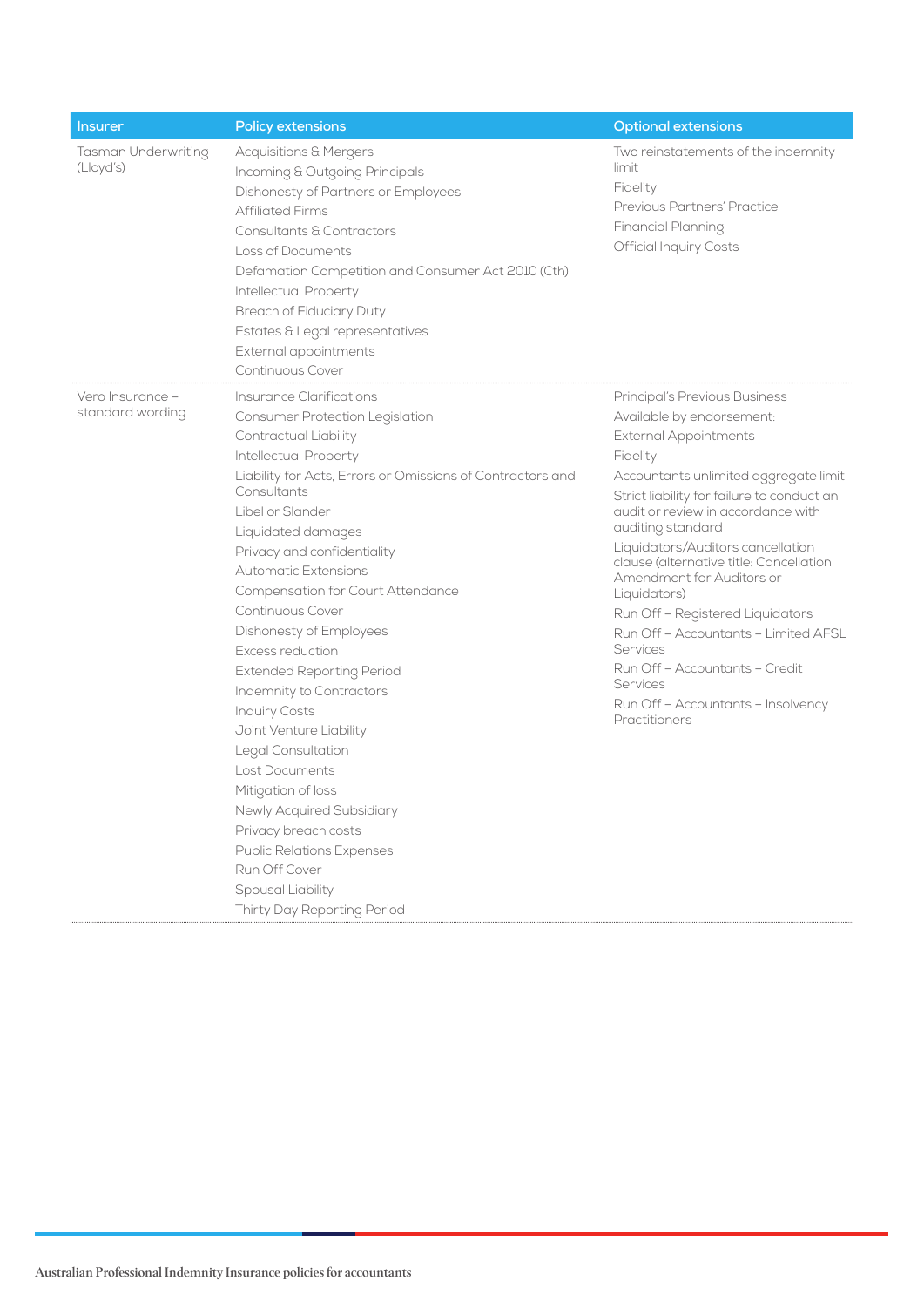| Insurer | Policy extensions | Optional extensions |
|---|---|---|
| Tasman Underwriting (Lloyd's) | Acquisitions & Mergers<br>Incoming & Outgoing Principals<br>Dishonesty of Partners or Employees<br>Affiliated Firms<br>Consultants & Contractors<br>Loss of Documents<br>Defamation Competition and Consumer Act 2010 (Cth)<br>Intellectual Property<br>Breach of Fiduciary Duty<br>Estates & Legal representatives<br>External appointments<br>Continuous Cover | Two reinstatements of the indemnity limit<br>Fidelity<br>Previous Partners' Practice<br>Financial Planning<br>Official Inquiry Costs |
| Vero Insurance – standard wording | Insurance Clarifications<br>Consumer Protection Legislation<br>Contractual Liability<br>Intellectual Property<br>Liability for Acts, Errors or Omissions of Contractors and Consultants<br>Libel or Slander<br>Liquidated damages<br>Privacy and confidentiality<br>Automatic Extensions<br>Compensation for Court Attendance<br>Continuous Cover<br>Dishonesty of Employees<br>Excess reduction<br>Extended Reporting Period<br>Indemnity to Contractors<br>Inquiry Costs<br>Joint Venture Liability<br>Legal Consultation<br>Lost Documents<br>Mitigation of loss<br>Newly Acquired Subsidiary<br>Privacy breach costs<br>Public Relations Expenses<br>Run Off Cover<br>Spousal Liability<br>Thirty Day Reporting Period | Principal's Previous Business<br>Available by endorsement:<br>External Appointments<br>Fidelity<br>Accountants unlimited aggregate limit<br>Strict liability for failure to conduct an audit or review in accordance with auditing standard<br>Liquidators/Auditors cancellation clause (alternative title: Cancellation Amendment for Auditors or Liquidators)<br>Run Off – Registered Liquidators<br>Run Off – Accountants – Limited AFSL Services<br>Run Off – Accountants – Credit Services<br>Run Off – Accountants – Insolvency Practitioners |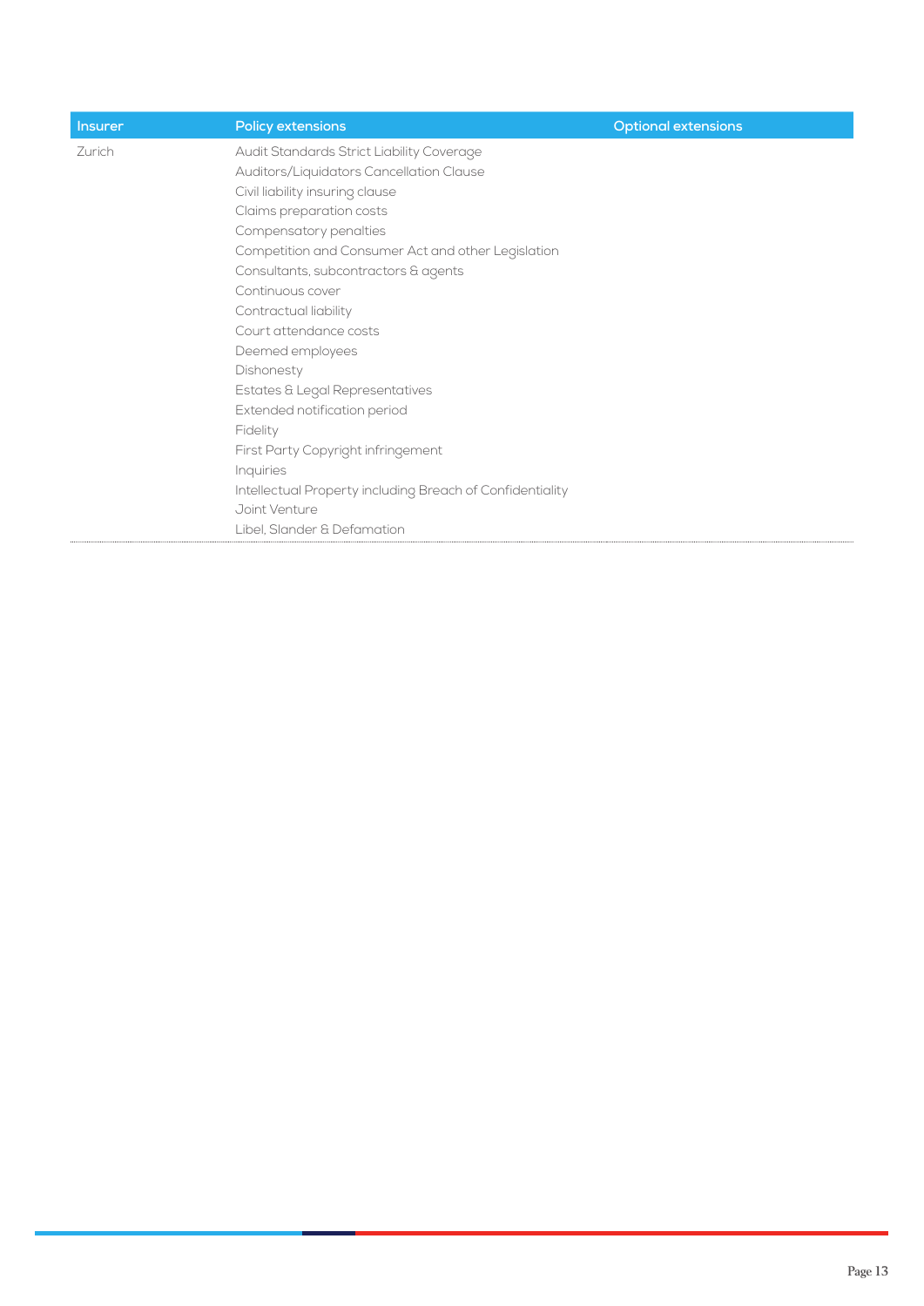| Insurer | Policy extensions | Optional extensions |
|---|---|---|
| Zurich | Audit Standards Strict Liability Coverage<br>Auditors/Liquidators Cancellation Clause<br>Civil liability insuring clause<br>Claims preparation costs<br>Compensatory penalties<br>Competition and Consumer Act and other Legislation<br>Consultants, subcontractors & agents<br>Continuous cover<br>Contractual liability<br>Court attendance costs<br>Deemed employees<br>Dishonesty<br>Estates & Legal Representatives<br>Extended notification period<br>Fidelity<br>First Party Copyright infringement<br>Inquiries<br>Intellectual Property including Breach of Confidentiality<br>Joint Venture<br>Libel, Slander & Defamation | |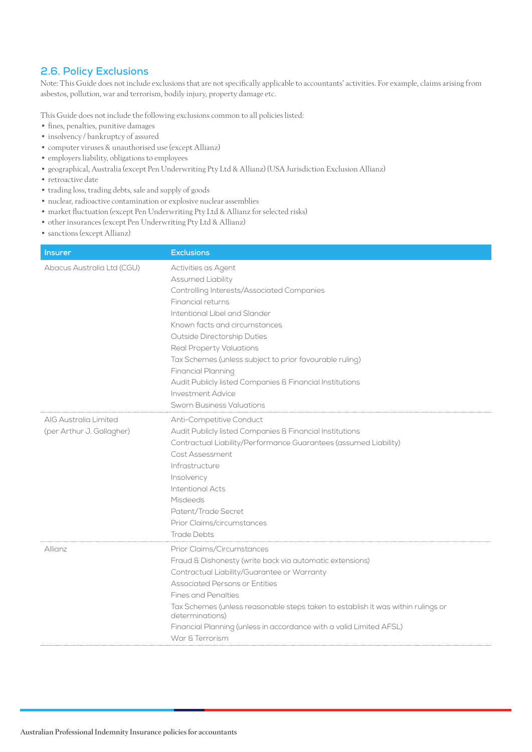## 2.6. Policy Exclusions

Note: This Guide does not include exclusions that are not specifically applicable to accountants' activities. For example, claims arising from asbestos, pollution, war and terrorism, bodily injury, property damage etc.

This Guide does not include the following exclusions common to all policies listed:

- fines, penalties, punitive damages
- insolvency / bankruptcy of assured
- computer viruses & unauthorised use (except Allianz)
- employers liability, obligations to employees
- geographical, Australia (except Pen Underwriting Pty Ltd & Allianz) (USA Jurisdiction Exclusion Allianz)
- retroactive date
- trading loss, trading debts, sale and supply of goods
- nuclear, radioactive contamination or explosive nuclear assemblies
- market fluctuation (except Pen Underwriting Pty Ltd & Allianz for selected risks)
- other insurances (except Pen Underwriting Pty Ltd & Allianz)
- sanctions (except Allianz)

| Insurer | Exclusions |
| --- | --- |
| Abacus Australia Ltd (CGU) | Activities as Agent<br>Assumed Liability<br>Controlling Interests/Associated Companies<br>Financial returns<br>Intentional Libel and Slander<br>Known facts and circumstances<br>Outside Directorship Duties<br>Real Property Valuations<br>Tax Schemes (unless subject to prior favourable ruling)<br>Financial Planning<br>Audit Publicly listed Companies & Financial Institutions<br>Investment Advice<br>Sworn Business Valuations |
| AIG Australia Limited (per Arthur J. Gallagher) | Anti-Competitive Conduct<br>Audit Publicly listed Companies & Financial Institutions<br>Contractual Liability/Performance Guarantees (assumed Liability)<br>Cost Assessment<br>Infrastructure<br>Insolvency<br>Intentional Acts<br>Misdeeds<br>Patent/Trade Secret<br>Prior Claims/circumstances<br>Trade Debts |
| Allianz | Prior Claims/Circumstances<br>Fraud & Dishonesty (write back via automatic extensions)<br>Contractual Liability/Guarantee or Warranty<br>Associated Persons or Entities<br>Fines and Penalties<br>Tax Schemes (unless reasonable steps taken to establish it was within rulings or determinations)<br>Financial Planning (unless in accordance with a valid Limited AFSL)<br>War & Terrorism |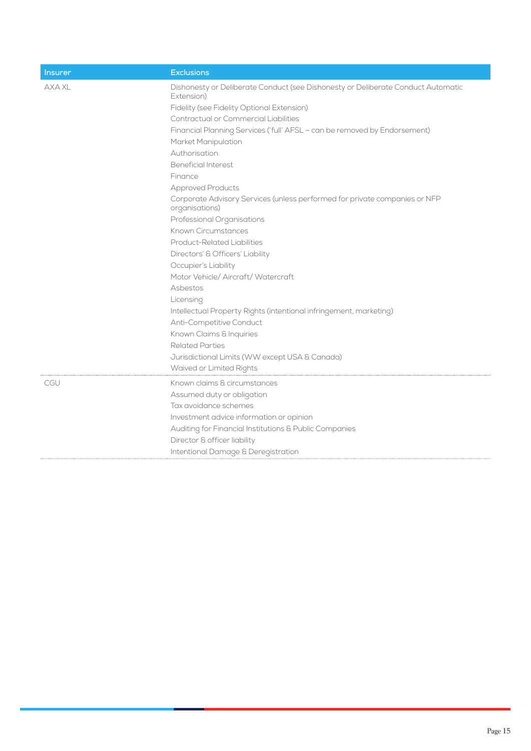| Insurer | Exclusions |
|---|---|
| AXA XL | Dishonesty or Deliberate Conduct (see Dishonesty or Deliberate Conduct Automatic Extension) |
| | Fidelity (see Fidelity Optional Extension) |
| | Contractual or Commercial Liabilities |
| | Financial Planning Services ('full' AFSL – can be removed by Endorsement) |
| | Market Manipulation |
| | Authorisation |
| | Beneficial Interest |
| | Finance |
| | Approved Products |
| | Corporate Advisory Services (unless performed for private companies or NFP organisations) |
| | Professional Organisations |
| | Known Circumstances |
| | Product-Related Liabilities |
| | Directors' & Officers' Liability |
| | Occupier's Liability |
| | Motor Vehicle/ Aircraft/ Watercraft |
| | Asbestos |
| | Licensing |
| | Intellectual Property Rights (intentional infringement, marketing) |
| | Anti-Competitive Conduct |
| | Known Claims & Inquiries |
| | Related Parties |
| | Jurisdictional Limits (WW except USA & Canada) |
| | Waived or Limited Rights |
| CGU | Known claims & circumstances |
| | Assumed duty or obligation |
| | Tax avoidance schemes |
| | Investment advice information or opinion |
| | Auditing for Financial Institutions & Public Companies |
| | Director & officer liability |
| | Intentional Damage & Deregistration |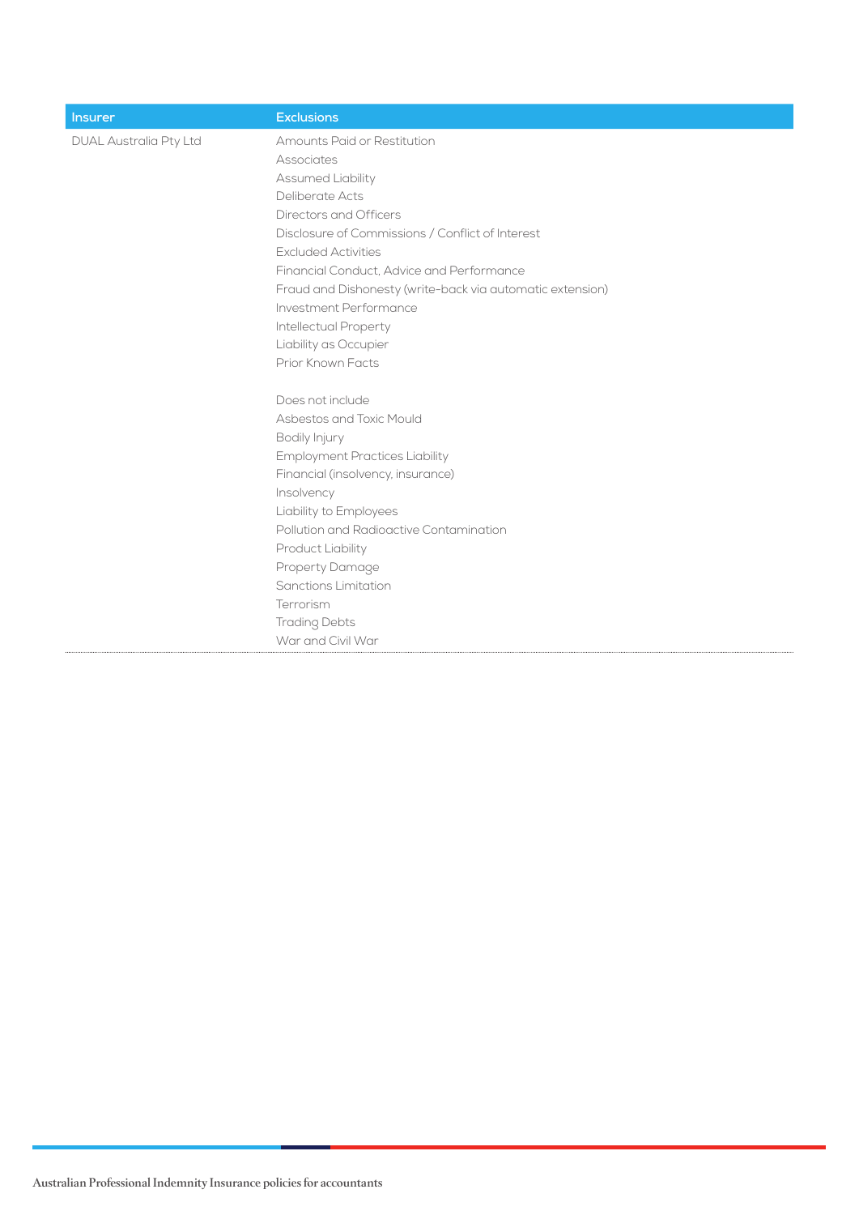| Insurer | Exclusions |
|---|---|
| DUAL Australia Pty Ltd | Amounts Paid or Restitution<br>Associates<br>Assumed Liability<br>Deliberate Acts<br>Directors and Officers<br>Disclosure of Commissions / Conflict of Interest<br>Excluded Activities<br>Financial Conduct, Advice and Performance<br>Fraud and Dishonesty (write-back via automatic extension)<br>Investment Performance<br>Intellectual Property<br>Liability as Occupier<br>Prior Known Facts<br><br>Does not include<br>Asbestos and Toxic Mould<br>Bodily Injury<br>Employment Practices Liability<br>Financial (insolvency, insurance)<br>Insolvency<br>Liability to Employees<br>Pollution and Radioactive Contamination<br>Product Liability<br>Property Damage<br>Sanctions Limitation<br>Terrorism<br>Trading Debts<br>War and Civil War |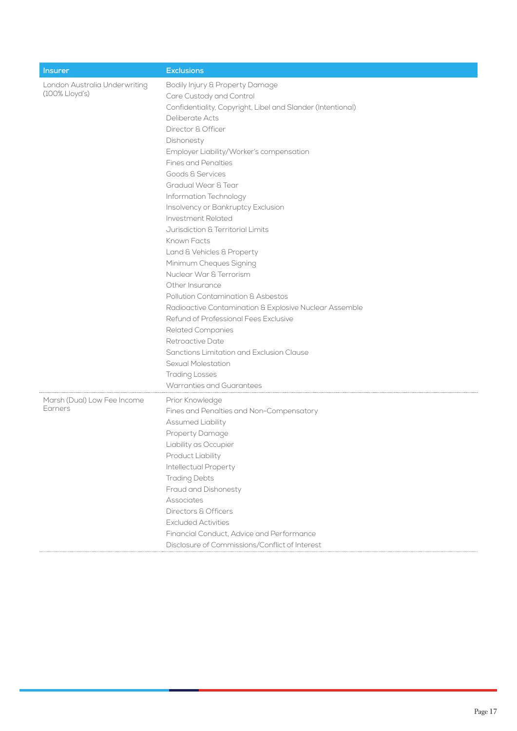| Insurer | Exclusions |
|---|---|
| London Australia Underwriting (100% Lloyd's) | Bodily Injury & Property Damage<br>Care Custody and Control<br>Confidentiality, Copyright, Libel and Slander (Intentional)<br>Deliberate Acts<br>Director & Officer<br>Dishonesty<br>Employer Liability/Worker's compensation<br>Fines and Penalties<br>Goods & Services<br>Gradual Wear & Tear<br>Information Technology<br>Insolvency or Bankruptcy Exclusion<br>Investment Related<br>Jurisdiction & Territorial Limits<br>Known Facts<br>Land & Vehicles & Property<br>Minimum Cheques Signing<br>Nuclear War & Terrorism<br>Other Insurance<br>Pollution Contamination & Asbestos<br>Radioactive Contamination & Explosive Nuclear Assemble<br>Refund of Professional Fees Exclusive<br>Related Companies<br>Retroactive Date<br>Sanctions Limitation and Exclusion Clause<br>Sexual Molestation<br>Trading Losses<br>Warranties and Guarantees |
| Marsh (Dual) Low Fee Income Earners | Prior Knowledge<br>Fines and Penalties and Non-Compensatory<br>Assumed Liability<br>Property Damage<br>Liability as Occupier<br>Product Liability<br>Intellectual Property<br>Trading Debts<br>Fraud and Dishonesty<br>Associates<br>Directors & Officers<br>Excluded Activities<br>Financial Conduct, Advice and Performance<br>Disclosure of Commissions/Conflict of Interest |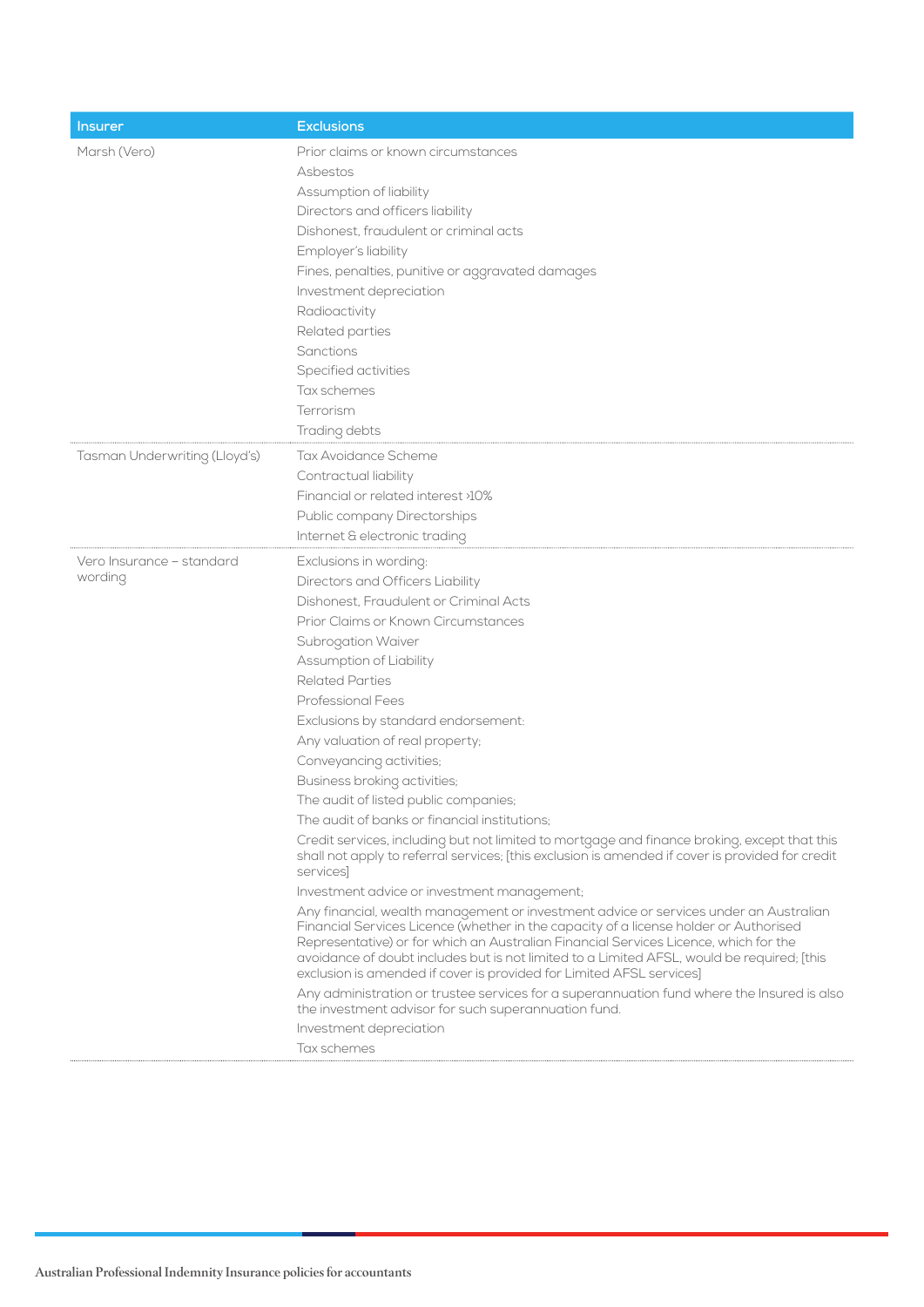| Insurer | Exclusions |
|---|---|
| Marsh (Vero) | Prior claims or known circumstances<br>Asbestos<br>Assumption of liability<br>Directors and officers liability<br>Dishonest, fraudulent or criminal acts<br>Employer's liability<br>Fines, penalties, punitive or aggravated damages<br>Investment depreciation<br>Radioactivity<br>Related parties<br>Sanctions<br>Specified activities<br>Tax schemes<br>Terrorism<br>Trading debts |
| Tasman Underwriting (Lloyd's) | Tax Avoidance Scheme<br>Contractual liability<br>Financial or related interest >10%<br>Public company Directorships<br>Internet & electronic trading |
| Vero Insurance – standard wording | Exclusions in wording:<br>Directors and Officers Liability<br>Dishonest, Fraudulent or Criminal Acts<br>Prior Claims or Known Circumstances<br>Subrogation Waiver<br>Assumption of Liability<br>Related Parties<br>Professional Fees<br>Exclusions by standard endorsement:<br>Any valuation of real property;<br>Conveyancing activities;<br>Business broking activities;<br>The audit of listed public companies;<br>The audit of banks or financial institutions;<br>Credit services, including but not limited to mortgage and finance broking, except that this shall not apply to referral services; [this exclusion is amended if cover is provided for credit services]<br>Investment advice or investment management;<br>Any financial, wealth management or investment advice or services under an Australian Financial Services Licence (whether in the capacity of a license holder or Authorised Representative) or for which an Australian Financial Services Licence, which for the avoidance of doubt includes but is not limited to a Limited AFSL, would be required; [this exclusion is amended if cover is provided for Limited AFSL services]<br>Any administration or trustee services for a superannuation fund where the Insured is also the investment advisor for such superannuation fund.<br>Investment depreciation<br>Tax schemes |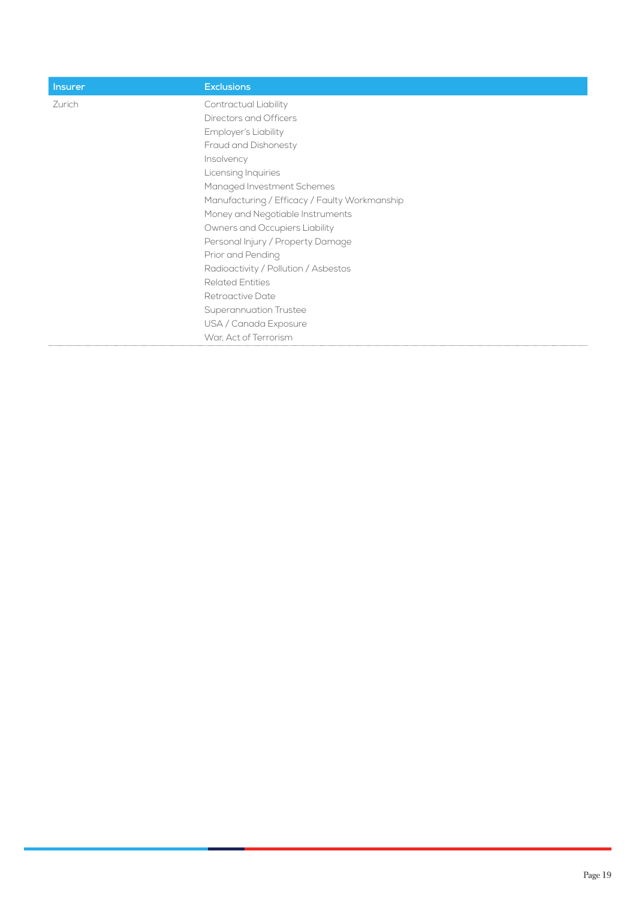| Insurer | Exclusions |
|---|---|
| Zurich | Contractual Liability<br>Directors and Officers<br>Employer's Liability<br>Fraud and Dishonesty<br>Insolvency<br>Licensing Inquiries<br>Managed Investment Schemes<br>Manufacturing / Efficacy / Faulty Workmanship<br>Money and Negotiable Instruments<br>Owners and Occupiers Liability<br>Personal Injury / Property Damage<br>Prior and Pending<br>Radioactivity / Pollution / Asbestos<br>Related Entities<br>Retroactive Date<br>Superannuation Trustee<br>USA / Canada Exposure<br>War, Act of Terrorism |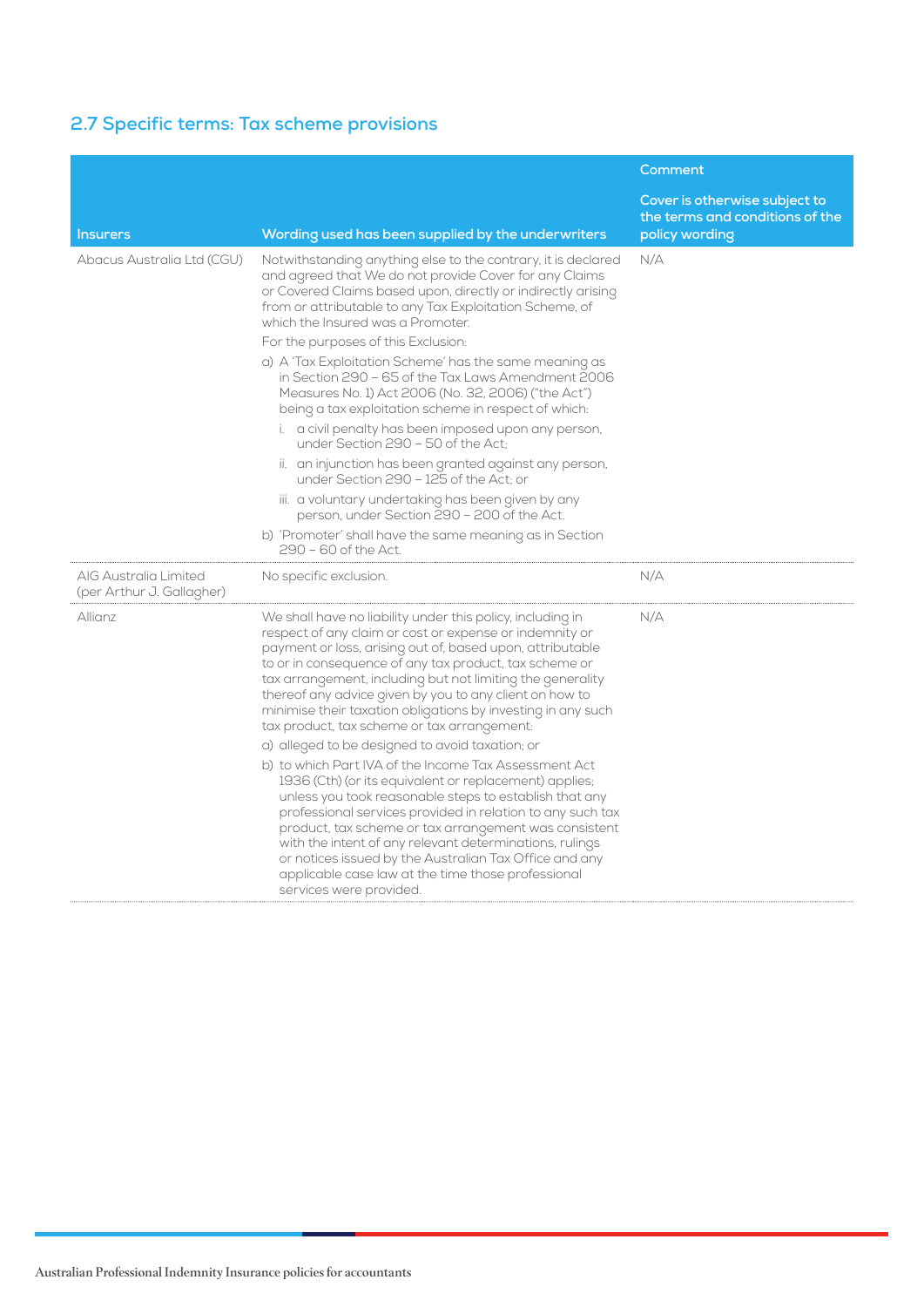## 2.7 Specific terms: Tax scheme provisions

| Insurers | Wording used has been supplied by the underwriters | Comment<br><br>Cover is otherwise subject to the terms and conditions of the policy wording |
|---|---|---|
| Abacus Australia Ltd (CGU) | Notwithstanding anything else to the contrary, it is declared and agreed that We do not provide Cover for any Claims or Covered Claims based upon, directly or indirectly arising from or attributable to any Tax Exploitation Scheme, of which the Insured was a Promoter.<br>For the purposes of this Exclusion:<br>a) A 'Tax Exploitation Scheme' has the same meaning as in Section 290 – 65 of the Tax Laws Amendment 2006 Measures No. 1) Act 2006 (No. 32, 2006) ("the Act") being a tax exploitation scheme in respect of which:<br>i. a civil penalty has been imposed upon any person, under Section 290 – 50 of the Act;<br>ii. an injunction has been granted against any person, under Section 290 – 125 of the Act; or<br>iii. a voluntary undertaking has been given by any person, under Section 290 – 200 of the Act.<br>b) 'Promoter' shall have the same meaning as in Section 290 – 60 of the Act. | N/A |
| AIG Australia Limited (per Arthur J. Gallagher) | No specific exclusion. | N/A |
| Allianz | We shall have no liability under this policy, including in respect of any claim or cost or expense or indemnity or payment or loss, arising out of, based upon, attributable to or in consequence of any tax product, tax scheme or tax arrangement, including but not limiting the generality thereof any advice given by you to any client on how to minimise their taxation obligations by investing in any such tax product, tax scheme or tax arrangement:<br>a) alleged to be designed to avoid taxation; or<br>b) to which Part IVA of the Income Tax Assessment Act 1936 (Cth) (or its equivalent or replacement) applies; unless you took reasonable steps to establish that any professional services provided in relation to any such tax product, tax scheme or tax arrangement was consistent with the intent of any relevant determinations, rulings or notices issued by the Australian Tax Office and any applicable case law at the time those professional services were provided. | N/A |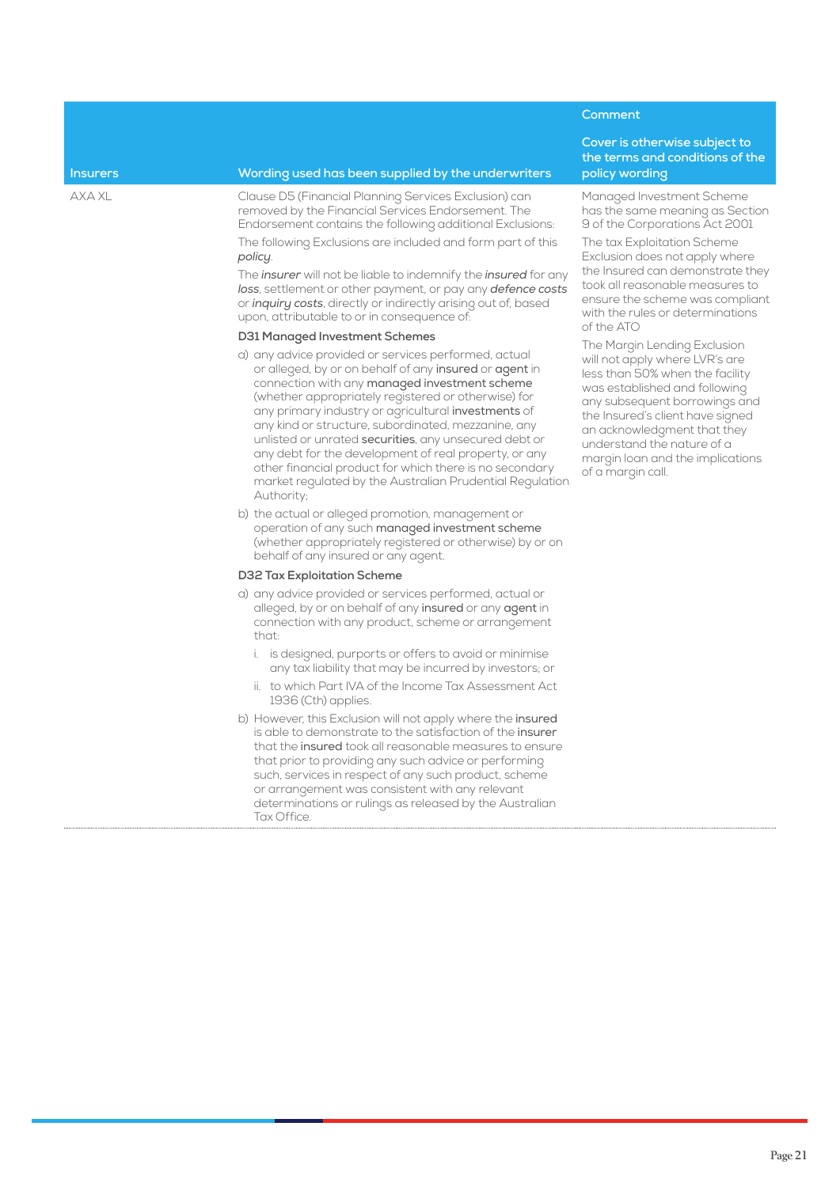| Insurers | Wording used has been supplied by the underwriters | Comment<br><br>Cover is otherwise subject to the terms and conditions of the policy wording |
|---|---|---|
| AXA XL | Clause D5 (Financial Planning Services Exclusion) can removed by the Financial Services Endorsement. The Endorsement contains the following additional Exclusions:<br><br>The following Exclusions are included and form part of this *policy*.<br><br>The *insurer* will not be liable to indemnify the *insured* for any *loss*, settlement or other payment, or pay any *defence costs* or *inquiry costs*, directly or indirectly arising out of, based upon, attributable to or in consequence of:<br><br>**D31 Managed Investment Schemes**<br><br>a) any advice provided or services performed, actual or alleged, by or on behalf of any **insured** or **agent** in connection with any **managed investment scheme** (whether appropriately registered or otherwise) for any primary industry or agricultural **investments** of any kind or structure, subordinated, mezzanine, any unlisted or unrated **securities**, any unsecured debt or any debt for the development of real property, or any other financial product for which there is no secondary market regulated by the Australian Prudential Regulation Authority;<br><br>b) the actual or alleged promotion, management or operation of any such **managed investment scheme** (whether appropriately registered or otherwise) by or on behalf of any insured or any agent.<br><br>**D32 Tax Exploitation Scheme**<br><br>a) any advice provided or services performed, actual or alleged, by or on behalf of any **insured** or any **agent** in connection with any product, scheme or arrangement that:<br><br>i. is designed, purports or offers to avoid or minimise any tax liability that may be incurred by investors; or<br><br>ii. to which Part IVA of the Income Tax Assessment Act 1936 (Cth) applies.<br><br>b) However, this Exclusion will not apply where the **insured** is able to demonstrate to the satisfaction of the **insurer** that the **insured** took all reasonable measures to ensure that prior to providing any such advice or performing such, services in respect of any such product, scheme or arrangement was consistent with any relevant determinations or rulings as released by the Australian Tax Office. | Managed Investment Scheme has the same meaning as Section 9 of the Corporations Act 2001<br><br>The tax Exploitation Scheme Exclusion does not apply where the Insured can demonstrate they took all reasonable measures to ensure the scheme was compliant with the rules or determinations of the ATO<br><br>The Margin Lending Exclusion will not apply where LVR's are less than 50% when the facility was established and following any subsequent borrowings and the Insured's client have signed an acknowledgment that they understand the nature of a margin loan and the implications of a margin call. |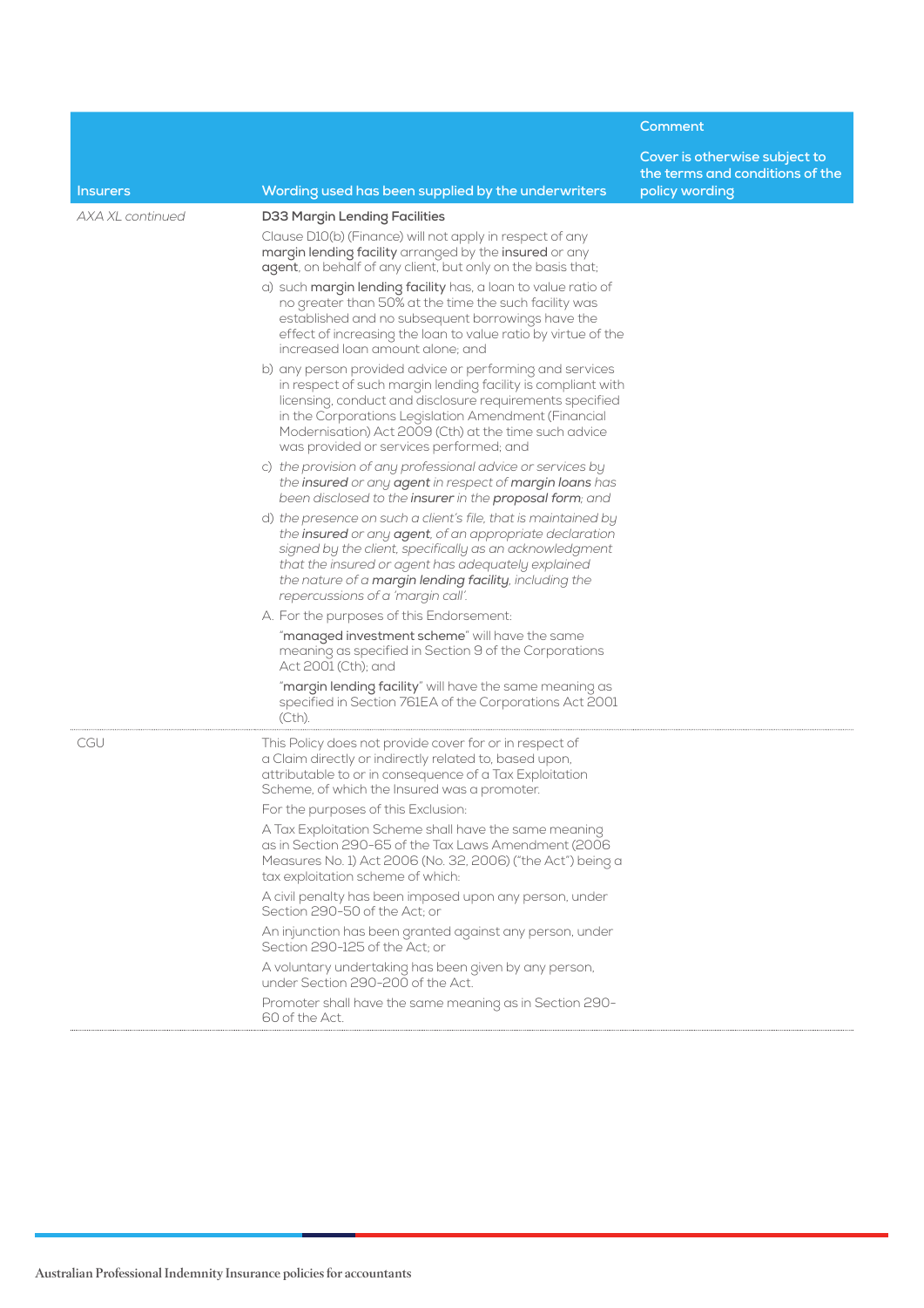| Insurers | Wording used has been supplied by the underwriters | Comment<br><br>Cover is otherwise subject to the terms and conditions of the policy wording |
|---|---|---|
| *AXA XL continued* | **D33 Margin Lending Facilities**<br><br>Clause D10(b) (Finance) will not apply in respect of any **margin lending facility** arranged by the **insured** or any **agent**, on behalf of any client, but only on the basis that;<br><br>a) such **margin lending facility** has, a loan to value ratio of no greater than 50% at the time the such facility was established and no subsequent borrowings have the effect of increasing the loan to value ratio by virtue of the increased loan amount alone; and<br><br>b) any person provided advice or performing and services in respect of such margin lending facility is compliant with licensing, conduct and disclosure requirements specified in the Corporations Legislation Amendment (Financial Modernisation) Act 2009 (Cth) at the time such advice was provided or services performed; and<br><br>c) *the provision of any professional advice or services by the* ***insured*** *or any* ***agent*** *in respect of* ***margin loans*** *has been disclosed to the* ***insurer*** *in the* ***proposal form****; and*<br><br>d) *the presence on such a client's file, that is maintained by the* ***insured*** *or any* ***agent****, of an appropriate declaration signed by the client, specifically as an acknowledgment that the insured or agent has adequately explained the nature of a* ***margin lending facility****, including the repercussions of a 'margin call'.*<br><br>A. For the purposes of this Endorsement:<br><br>"**managed investment scheme**" will have the same meaning as specified in Section 9 of the Corporations Act 2001 (Cth); and<br><br>"**margin lending facility**" will have the same meaning as specified in Section 761EA of the Corporations Act 2001 (Cth). | |
| CGU | This Policy does not provide cover for or in respect of a Claim directly or indirectly related to, based upon, attributable to or in consequence of a Tax Exploitation Scheme, of which the Insured was a promoter.<br><br>For the purposes of this Exclusion:<br><br>A Tax Exploitation Scheme shall have the same meaning as in Section 290-65 of the Tax Laws Amendment (2006 Measures No. 1) Act 2006 (No. 32, 2006) ("the Act") being a tax exploitation scheme of which:<br><br>A civil penalty has been imposed upon any person, under Section 290-50 of the Act; or<br><br>An injunction has been granted against any person, under Section 290-125 of the Act; or<br><br>A voluntary undertaking has been given by any person, under Section 290-200 of the Act.<br><br>Promoter shall have the same meaning as in Section 290-60 of the Act. | |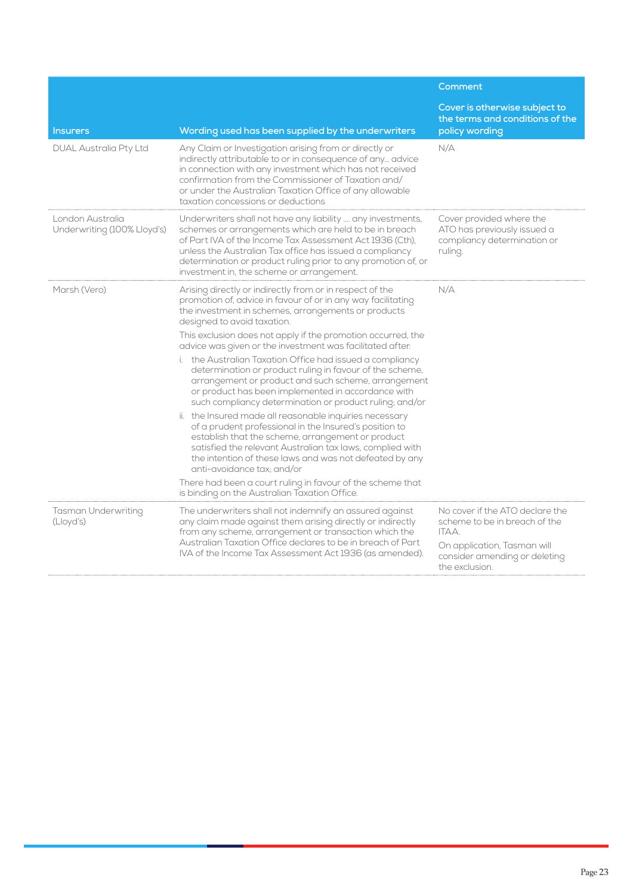| Insurers | Wording used has been supplied by the underwriters | Comment<br><br>Cover is otherwise subject to the terms and conditions of the policy wording |
|---|---|---|
| DUAL Australia Pty Ltd | Any Claim or Investigation arising from or directly or indirectly attributable to or in consequence of any… advice in connection with any investment which has not received confirmation from the Commissioner of Taxation and/or under the Australian Taxation Office of any allowable taxation concessions or deductions | N/A |
| London Australia Underwriting (100% Lloyd's) | Underwriters shall not have any liability …. any investments, schemes or arrangements which are held to be in breach of Part IVA of the Income Tax Assessment Act 1936 (Cth), unless the Australian Tax office has issued a compliancy determination or product ruling prior to any promotion of, or investment in, the scheme or arrangement. | Cover provided where the ATO has previously issued a compliancy determination or ruling. |
| Marsh (Vero) | Arising directly or indirectly from or in respect of the promotion of, advice in favour of or in any way facilitating the investment in schemes, arrangements or products designed to avoid taxation.<br><br>This exclusion does not apply if the promotion occurred, the advice was given or the investment was facilitated after:<br><br>i. the Australian Taxation Office had issued a compliancy determination or product ruling in favour of the scheme, arrangement or product and such scheme, arrangement or product has been implemented in accordance with such compliancy determination or product ruling; and/or<br><br>ii. the Insured made all reasonable inquiries necessary of a prudent professional in the Insured's position to establish that the scheme, arrangement or product satisfied the relevant Australian tax laws, complied with the intention of these laws and was not defeated by any anti-avoidance tax; and/or<br><br>There had been a court ruling in favour of the scheme that is binding on the Australian Taxation Office. | N/A |
| Tasman Underwriting (Lloyd's) | The underwriters shall not indemnify an assured against any claim made against them arising directly or indirectly from any scheme, arrangement or transaction which the Australian Taxation Office declares to be in breach of Part IVA of the Income Tax Assessment Act 1936 (as amended). | No cover if the ATO declare the scheme to be in breach of the ITAA.<br><br>On application, Tasman will consider amending or deleting the exclusion. |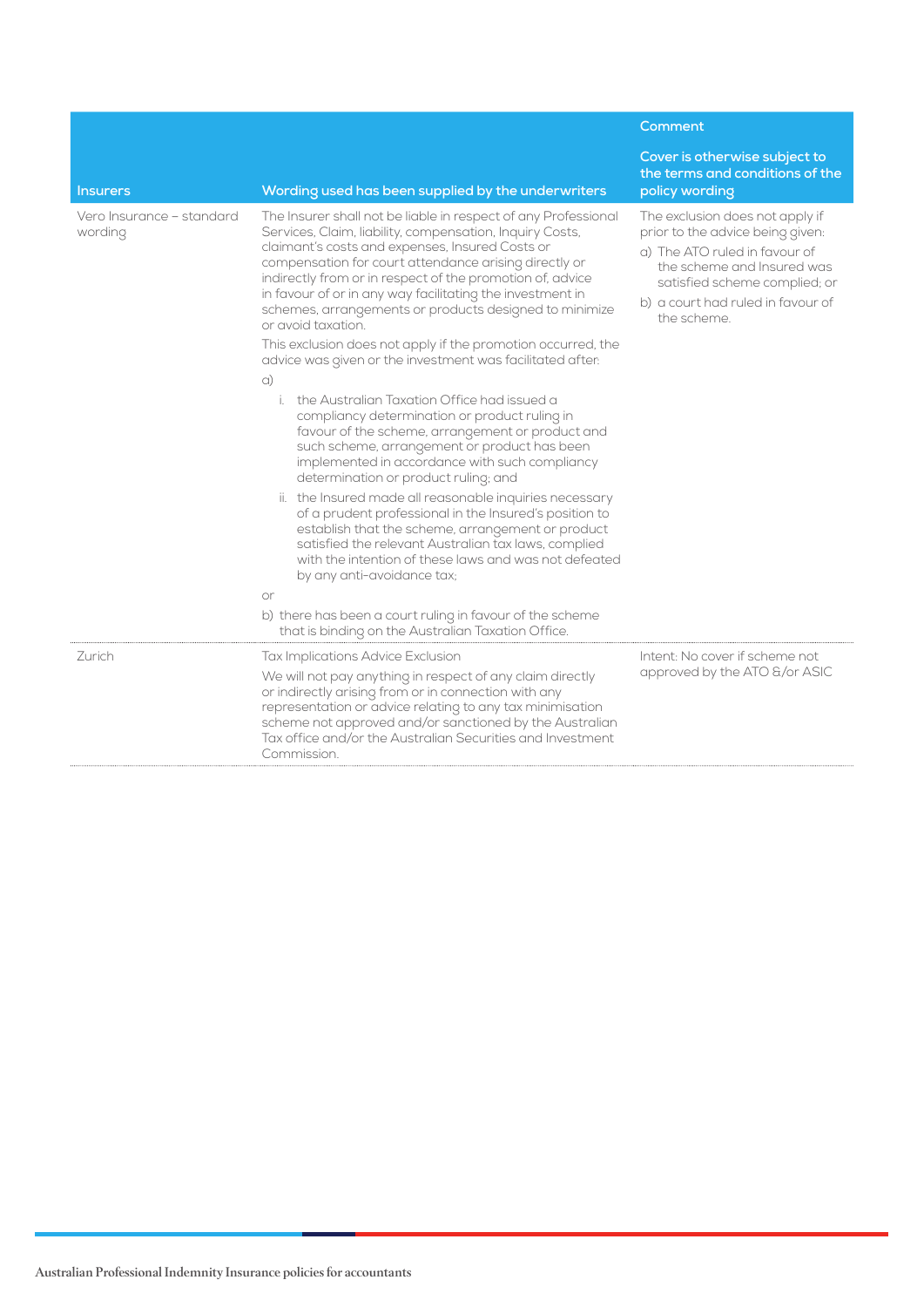| Insurers | Wording used has been supplied by the underwriters | Comment<br><br>Cover is otherwise subject to the terms and conditions of the policy wording |
|---|---|---|
| Vero Insurance – standard wording | The Insurer shall not be liable in respect of any Professional Services, Claim, liability, compensation, Inquiry Costs, claimant's costs and expenses, Insured Costs or compensation for court attendance arising directly or indirectly from or in respect of the promotion of, advice in favour of or in any way facilitating the investment in schemes, arrangements or products designed to minimize or avoid taxation.<br><br>This exclusion does not apply if the promotion occurred, the advice was given or the investment was facilitated after:<br><br>a)<br>i. the Australian Taxation Office had issued a compliancy determination or product ruling in favour of the scheme, arrangement or product and such scheme, arrangement or product has been implemented in accordance with such compliancy determination or product ruling; and<br>ii. the Insured made all reasonable inquiries necessary of a prudent professional in the Insured's position to establish that the scheme, arrangement or product satisfied the relevant Australian tax laws, complied with the intention of these laws and was not defeated by any anti-avoidance tax;<br><br>or<br><br>b) there has been a court ruling in favour of the scheme that is binding on the Australian Taxation Office. | The exclusion does not apply if prior to the advice being given:<br><br>a) The ATO ruled in favour of the scheme and Insured was satisfied scheme complied; or<br><br>b) a court had ruled in favour of the scheme. |
| Zurich | Tax Implications Advice Exclusion<br><br>We will not pay anything in respect of any claim directly or indirectly arising from or in connection with any representation or advice relating to any tax minimisation scheme not approved and/or sanctioned by the Australian Tax office and/or the Australian Securities and Investment Commission. | Intent: No cover if scheme not approved by the ATO &/or ASIC |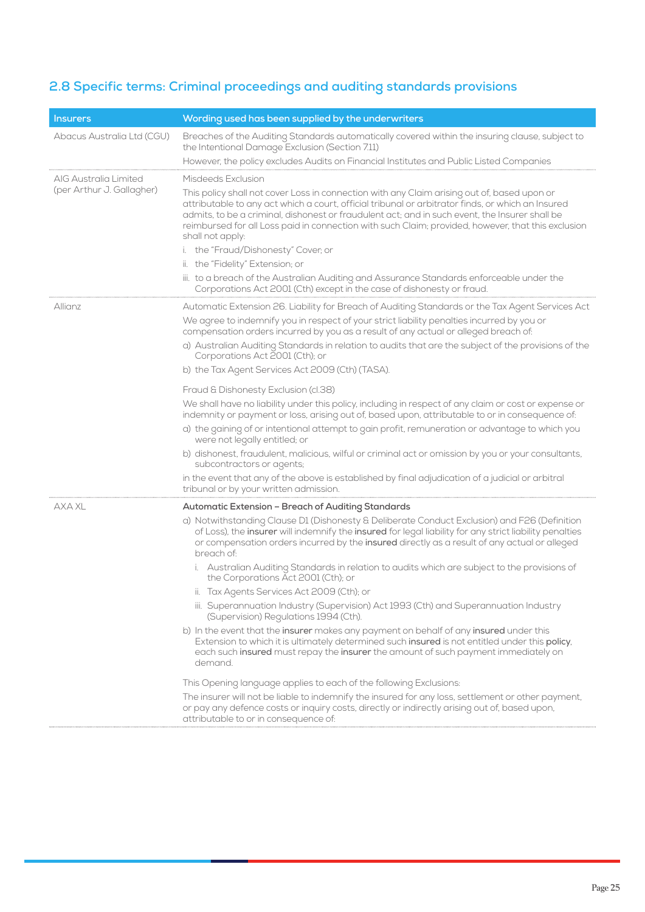## 2.8 Specific terms: Criminal proceedings and auditing standards provisions

| Insurers | Wording used has been supplied by the underwriters |
|---|---|
| Abacus Australia Ltd (CGU) | Breaches of the Auditing Standards automatically covered within the insuring clause, subject to the Intentional Damage Exclusion (Section 7.11)<br><br>However, the policy excludes Audits on Financial Institutes and Public Listed Companies |
| AIG Australia Limited (per Arthur J. Gallagher) | Misdeeds Exclusion<br><br>This policy shall not cover Loss in connection with any Claim arising out of, based upon or attributable to any act which a court, official tribunal or arbitrator finds, or which an Insured admits, to be a criminal, dishonest or fraudulent act; and in such event, the Insurer shall be reimbursed for all Loss paid in connection with such Claim; provided, however, that this exclusion shall not apply:<br><br>i. the "Fraud/Dishonesty" Cover; or<br>ii. the "Fidelity" Extension; or<br>iii. to a breach of the Australian Auditing and Assurance Standards enforceable under the Corporations Act 2001 (Cth) except in the case of dishonesty or fraud. |
| Allianz | Automatic Extension 26. Liability for Breach of Auditing Standards or the Tax Agent Services Act<br><br>We agree to indemnify you in respect of your strict liability penalties incurred by you or compensation orders incurred by you as a result of any actual or alleged breach of:<br><br>a) Australian Auditing Standards in relation to audits that are the subject of the provisions of the Corporations Act 2001 (Cth); or<br>b) the Tax Agent Services Act 2009 (Cth) (TASA).<br><br>Fraud & Dishonesty Exclusion (cl.38)<br><br>We shall have no liability under this policy, including in respect of any claim or cost or expense or indemnity or payment or loss, arising out of, based upon, attributable to or in consequence of:<br><br>a) the gaining of or intentional attempt to gain profit, remuneration or advantage to which you were not legally entitled; or<br>b) dishonest, fraudulent, malicious, wilful or criminal act or omission by you or your consultants, subcontractors or agents;<br><br>in the event that any of the above is established by final adjudication of a judicial or arbitral tribunal or by your written admission. |
| AXA XL | **Automatic Extension – Breach of Auditing Standards**<br><br>a) Notwithstanding Clause D1 (Dishonesty & Deliberate Conduct Exclusion) and F26 (Definition of Loss), the **insurer** will indemnify the **insured** for legal liability for any strict liability penalties or compensation orders incurred by the **insured** directly as a result of any actual or alleged breach of:<br><br>i. Australian Auditing Standards in relation to audits which are subject to the provisions of the Corporations Act 2001 (Cth); or<br>ii. Tax Agents Services Act 2009 (Cth); or<br>iii. Superannuation Industry (Supervision) Act 1993 (Cth) and Superannuation Industry (Supervision) Regulations 1994 (Cth).<br><br>b) In the event that the **insurer** makes any payment on behalf of any **insured** under this Extension to which it is ultimately determined such **insured** is not entitled under this **policy**, each such **insured** must repay the **insurer** the amount of such payment immediately on demand.<br><br>This Opening language applies to each of the following Exclusions:<br><br>The insurer will not be liable to indemnify the insured for any loss, settlement or other payment, or pay any defence costs or inquiry costs, directly or indirectly arising out of, based upon, attributable to or in consequence of: |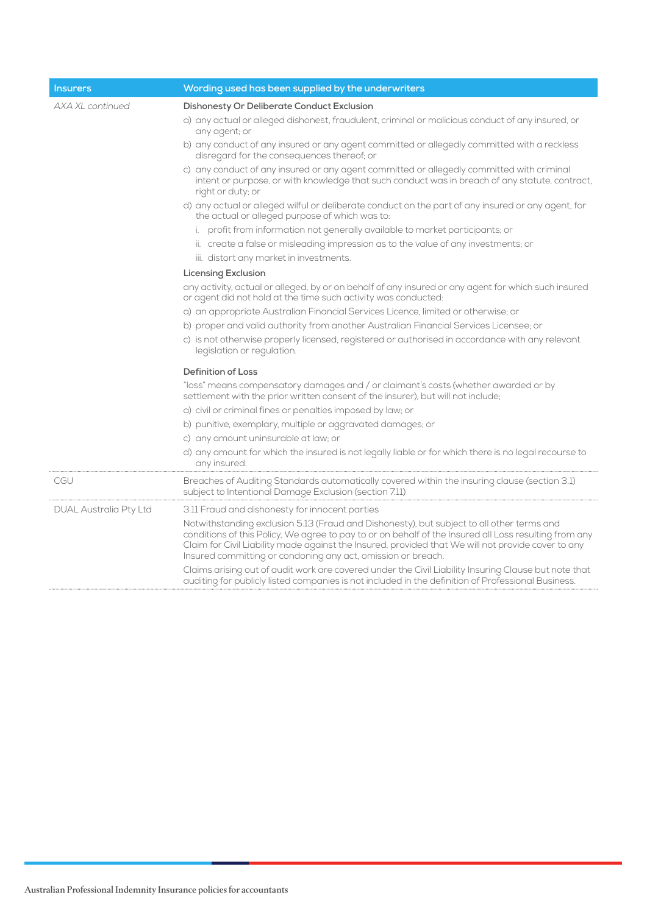| Insurers | Wording used has been supplied by the underwriters |
|---|---|
| *AXA XL continued* | **Dishonesty Or Deliberate Conduct Exclusion**<br>a) any actual or alleged dishonest, fraudulent, criminal or malicious conduct of any insured, or any agent; or<br>b) any conduct of any insured or any agent committed or allegedly committed with a reckless disregard for the consequences thereof; or<br>c) any conduct of any insured or any agent committed or allegedly committed with criminal intent or purpose, or with knowledge that such conduct was in breach of any statute, contract, right or duty; or<br>d) any actual or alleged wilful or deliberate conduct on the part of any insured or any agent, for the actual or alleged purpose of which was to:<br>i. profit from information not generally available to market participants; or<br>ii. create a false or misleading impression as to the value of any investments; or<br>iii. distort any market in investments.<br>**Licensing Exclusion**<br>any activity, actual or alleged, by or on behalf of any insured or any agent for which such insured or agent did not hold at the time such activity was conducted:<br>a) an appropriate Australian Financial Services Licence, limited or otherwise; or<br>b) proper and valid authority from another Australian Financial Services Licensee; or<br>c) is not otherwise properly licensed, registered or authorised in accordance with any relevant legislation or regulation.<br>**Definition of Loss**<br>"loss" means compensatory damages and / or claimant's costs (whether awarded or by settlement with the prior written consent of the insurer), but will not include;<br>a) civil or criminal fines or penalties imposed by law; or<br>b) punitive, exemplary, multiple or aggravated damages; or<br>c) any amount uninsurable at law; or<br>d) any amount for which the insured is not legally liable or for which there is no legal recourse to any insured. |
| CGU | Breaches of Auditing Standards automatically covered within the insuring clause (section 3.1) subject to Intentional Damage Exclusion (section 7.11) |
| DUAL Australia Pty Ltd | 3.11 Fraud and dishonesty for innocent parties<br>Notwithstanding exclusion 5.13 (Fraud and Dishonesty), but subject to all other terms and conditions of this Policy, We agree to pay to or on behalf of the Insured all Loss resulting from any Claim for Civil Liability made against the Insured, provided that We will not provide cover to any Insured committing or condoning any act, omission or breach.<br>Claims arising out of audit work are covered under the Civil Liability Insuring Clause but note that auditing for publicly listed companies is not included in the definition of Professional Business. |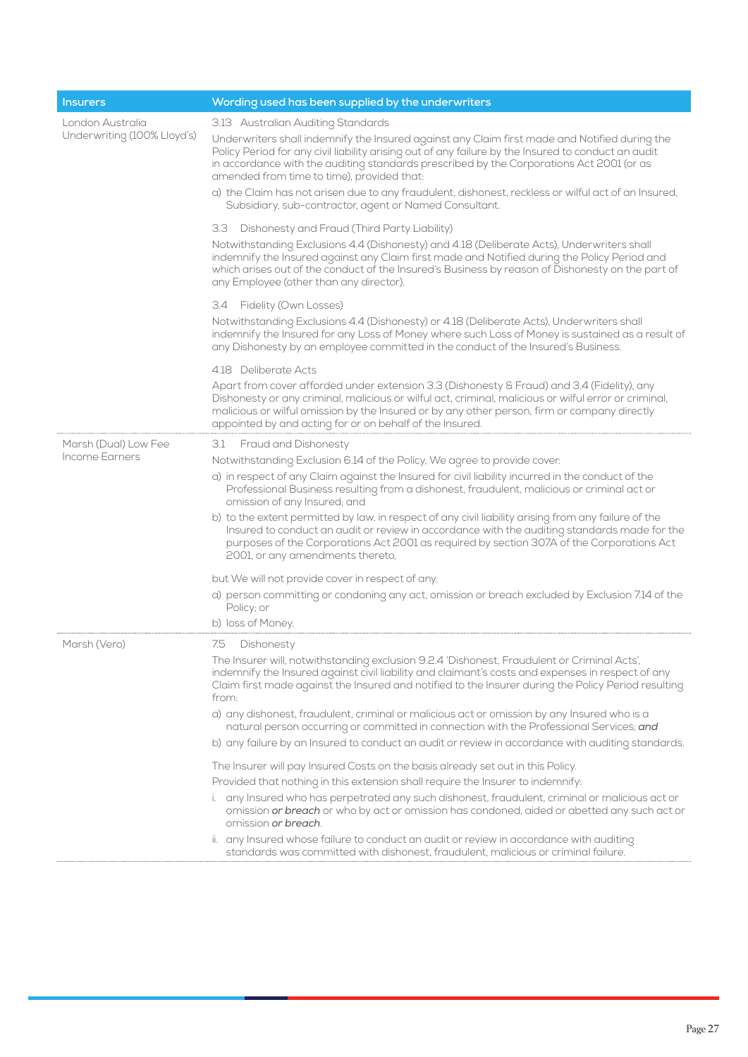| Insurers | Wording used has been supplied by the underwriters |
|---|---|
| London Australia Underwriting (100% Lloyd's) | 3.13 Australian Auditing Standards<br><br>Underwriters shall indemnify the Insured against any Claim first made and Notified during the Policy Period for any civil liability arising out of any failure by the Insured to conduct an audit in accordance with the auditing standards prescribed by the Corporations Act 2001 (or as amended from time to time), provided that:<br><br>a) the Claim has not arisen due to any fraudulent, dishonest, reckless or wilful act of an Insured, Subsidiary, sub-contractor, agent or Named Consultant.<br><br>3.3 Dishonesty and Fraud (Third Party Liability)<br><br>Notwithstanding Exclusions 4.4 (Dishonesty) and 4.18 (Deliberate Acts), Underwriters shall indemnify the Insured against any Claim first made and Notified during the Policy Period and which arises out of the conduct of the Insured's Business by reason of Dishonesty on the part of any Employee (other than any director).<br><br>3.4 Fidelity (Own Losses)<br><br>Notwithstanding Exclusions 4.4 (Dishonesty) or 4.18 (Deliberate Acts), Underwriters shall indemnify the Insured for any Loss of Money where such Loss of Money is sustained as a result of any Dishonesty by an employee committed in the conduct of the Insured's Business.<br><br>4.18 Deliberate Acts<br><br>Apart from cover afforded under extension 3.3 (Dishonesty & Fraud) and 3.4 (Fidelity), any Dishonesty or any criminal, malicious or wilful act, criminal, malicious or wilful error or criminal, malicious or wilful omission by the Insured or by any other person, firm or company directly appointed by and acting for or on behalf of the Insured. |
| Marsh (Dual) Low Fee Income Earners | 3.1 Fraud and Dishonesty<br><br>Notwithstanding Exclusion 6.14 of the Policy, We agree to provide cover:<br><br>a) in respect of any Claim against the Insured for civil liability incurred in the conduct of the Professional Business resulting from a dishonest, fraudulent, malicious or criminal act or omission of any Insured; and<br><br>b) to the extent permitted by law, in respect of any civil liability arising from any failure of the Insured to conduct an audit or review in accordance with the auditing standards made for the purposes of the Corporations Act 2001 as required by section 307A of the Corporations Act 2001, or any amendments thereto,<br><br>but We will not provide cover in respect of any:<br><br>a) person committing or condoning any act, omission or breach excluded by Exclusion 7.14 of the Policy; or<br><br>b) loss of Money. |
| Marsh (Vero) | 7.5 Dishonesty<br><br>The Insurer will, notwithstanding exclusion 9.2.4 'Dishonest, Fraudulent or Criminal Acts', indemnify the Insured against civil liability and claimant's costs and expenses in respect of any Claim first made against the Insured and notified to the Insurer during the Policy Period resulting from:<br><br>a) any dishonest, fraudulent, criminal or malicious act or omission by any Insured who is a natural person occurring or committed in connection with the Professional Services; ***and***<br><br>b) any failure by an Insured to conduct an audit or review in accordance with auditing standards.<br><br>The Insurer will pay Insured Costs on the basis already set out in this Policy.<br><br>Provided that nothing in this extension shall require the Insurer to indemnify:<br><br>i. any Insured who has perpetrated any such dishonest, fraudulent, criminal or malicious act or omission ***or breach*** or who by act or omission has condoned, aided or abetted any such act or omission ***or breach***.<br><br>ii. any Insured whose failure to conduct an audit or review in accordance with auditing standards was committed with dishonest, fraudulent, malicious or criminal failure. |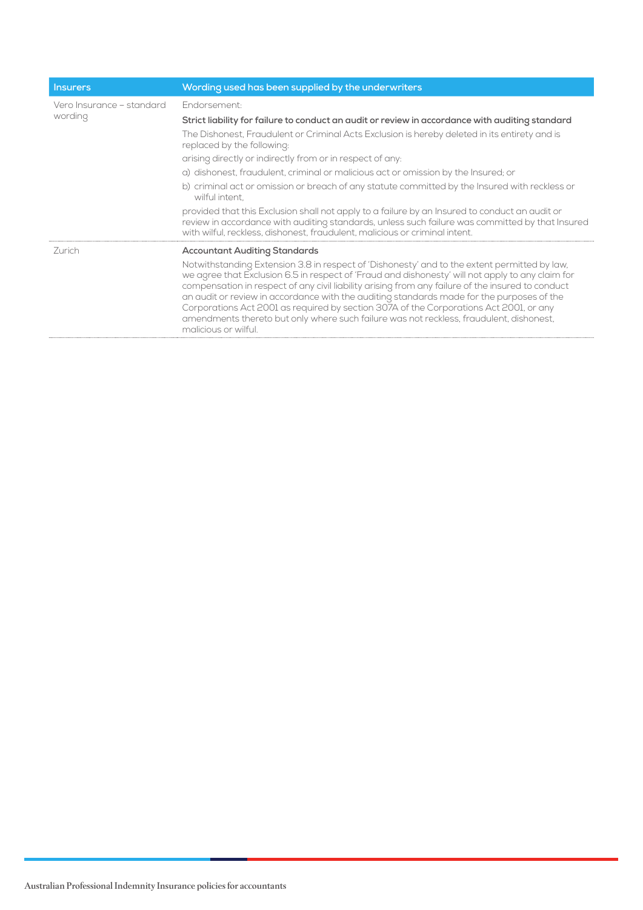| Insurers | Wording used has been supplied by the underwriters |
| --- | --- |
| Vero Insurance – standard wording | Endorsement:<br><br>**Strict liability for failure to conduct an audit or review in accordance with auditing standard**<br><br>The Dishonest, Fraudulent or Criminal Acts Exclusion is hereby deleted in its entirety and is replaced by the following:<br><br>arising directly or indirectly from or in respect of any:<br><br>a) dishonest, fraudulent, criminal or malicious act or omission by the Insured; or<br><br>b) criminal act or omission or breach of any statute committed by the Insured with reckless or wilful intent,<br><br>provided that this Exclusion shall not apply to a failure by an Insured to conduct an audit or review in accordance with auditing standards, unless such failure was committed by that Insured with wilful, reckless, dishonest, fraudulent, malicious or criminal intent. |
| Zurich | **Accountant Auditing Standards**<br><br>Notwithstanding Extension 3.8 in respect of 'Dishonesty' and to the extent permitted by law, we agree that Exclusion 6.5 in respect of 'Fraud and dishonesty' will not apply to any claim for compensation in respect of any civil liability arising from any failure of the insured to conduct an audit or review in accordance with the auditing standards made for the purposes of the Corporations Act 2001 as required by section 307A of the Corporations Act 2001, or any amendments thereto but only where such failure was not reckless, fraudulent, dishonest, malicious or wilful. |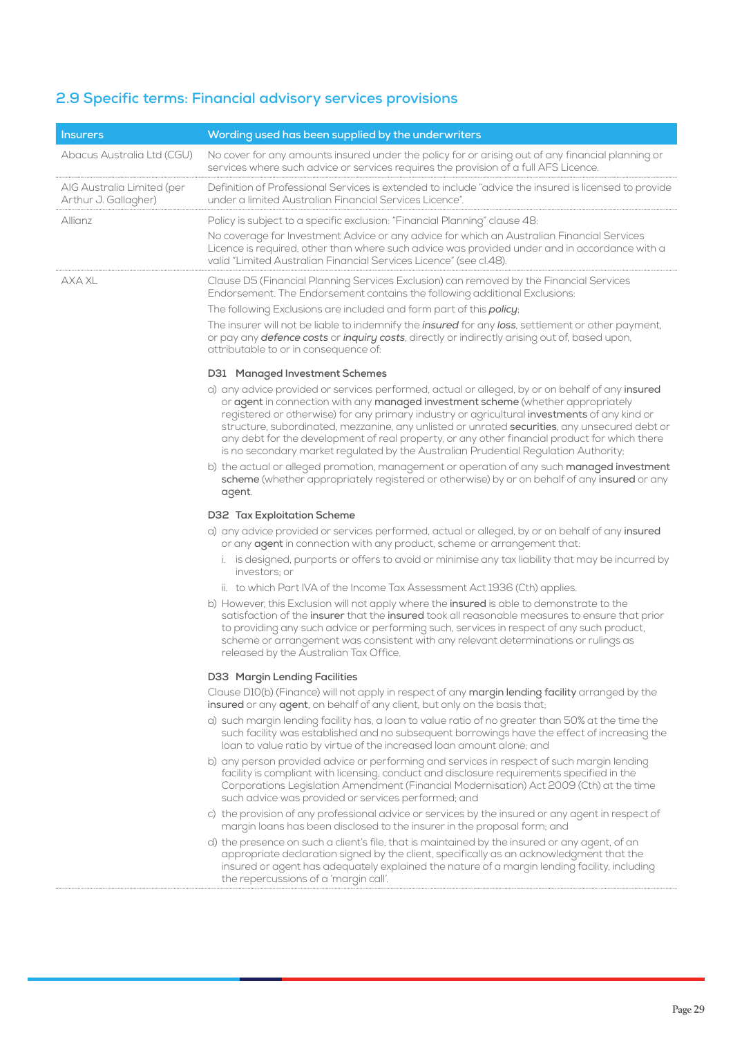## 2.9 Specific terms: Financial advisory services provisions

| Insurers | Wording used has been supplied by the underwriters |
|---|---|
| Abacus Australia Ltd (CGU) | No cover for any amounts insured under the policy for or arising out of any financial planning or services where such advice or services requires the provision of a full AFS Licence. |
| AIG Australia Limited (per Arthur J. Gallagher) | Definition of Professional Services is extended to include "advice the insured is licensed to provide under a limited Australian Financial Services Licence". |
| Allianz | Policy is subject to a specific exclusion: "Financial Planning" clause 48:<br>No coverage for Investment Advice or any advice for which an Australian Financial Services Licence is required, other than where such advice was provided under and in accordance with a valid "Limited Australian Financial Services Licence" (see cl.48). |
| AXA XL | Clause D5 (Financial Planning Services Exclusion) can removed by the Financial Services Endorsement. The Endorsement contains the following additional Exclusions:<br>The following Exclusions are included and form part of this ***policy***;<br>The insurer will not be liable to indemnify the ***insured*** for any ***loss***, settlement or other payment, or pay any ***defence costs*** or ***inquiry costs***, directly or indirectly arising out of, based upon, attributable to or in consequence of:<br><br>**D31 Managed Investment Schemes**<br>a) any advice provided or services performed, actual or alleged, by or on behalf of any **insured** or **agent** in connection with any **managed investment scheme** (whether appropriately registered or otherwise) for any primary industry or agricultural **investments** of any kind or structure, subordinated, mezzanine, any unlisted or unrated **securities**, any unsecured debt or any debt for the development of real property, or any other financial product for which there is no secondary market regulated by the Australian Prudential Regulation Authority;<br>b) the actual or alleged promotion, management or operation of any such **managed investment scheme** (whether appropriately registered or otherwise) by or on behalf of any **insured** or any **agent**.<br><br>**D32 Tax Exploitation Scheme**<br>a) any advice provided or services performed, actual or alleged, by or on behalf of any **insured** or any **agent** in connection with any product, scheme or arrangement that:<br>i. is designed, purports or offers to avoid or minimise any tax liability that may be incurred by investors; or<br>ii. to which Part IVA of the Income Tax Assessment Act 1936 (Cth) applies.<br>b) However, this Exclusion will not apply where the **insured** is able to demonstrate to the satisfaction of the **insurer** that the **insured** took all reasonable measures to ensure that prior to providing any such advice or performing such, services in respect of any such product, scheme or arrangement was consistent with any relevant determinations or rulings as released by the Australian Tax Office.<br><br>**D33 Margin Lending Facilities**<br>Clause D10(b) (Finance) will not apply in respect of any **margin lending facility** arranged by the **insured** or any **agent**, on behalf of any client, but only on the basis that;<br>a) such margin lending facility has, a loan to value ratio of no greater than 50% at the time the such facility was established and no subsequent borrowings have the effect of increasing the loan to value ratio by virtue of the increased loan amount alone; and<br>b) any person provided advice or performing and services in respect of such margin lending facility is compliant with licensing, conduct and disclosure requirements specified in the Corporations Legislation Amendment (Financial Modernisation) Act 2009 (Cth) at the time such advice was provided or services performed; and<br>c) the provision of any professional advice or services by the insured or any agent in respect of margin loans has been disclosed to the insurer in the proposal form; and<br>d) the presence on such a client's file, that is maintained by the insured or any agent, of an appropriate declaration signed by the client, specifically as an acknowledgment that the insured or agent has adequately explained the nature of a margin lending facility, including the repercussions of a 'margin call'. |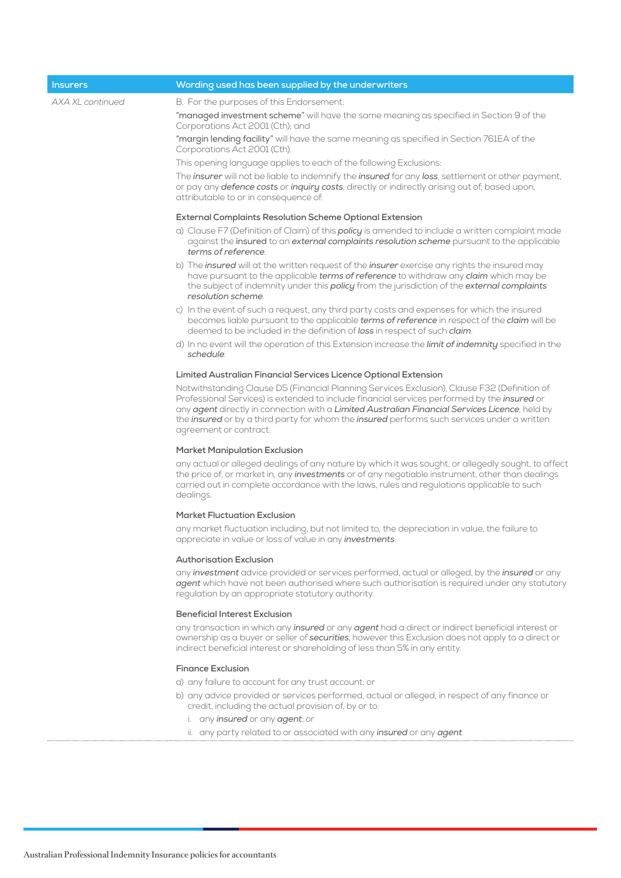| Insurers | Wording used has been supplied by the underwriters |
|---|---|
| *AXA XL continued* | B. For the purposes of this Endorsement:<br>"managed investment scheme" will have the same meaning as specified in Section 9 of the Corporations Act 2001 (Cth); and<br>"margin lending facility" will have the same meaning as specified in Section 761EA of the Corporations Act 2001 (Cth).<br>This opening language applies to each of the following Exclusions:<br>The ***insurer*** will not be liable to indemnify the ***insured*** for any ***loss***, settlement or other payment, or pay any ***defence costs*** or ***inquiry costs***, directly or indirectly arising out of, based upon, attributable to or in consequence of:<br><br>**External Complaints Resolution Scheme Optional Extension**<br>a) Clause F7 (Definition of Claim) of this ***policy*** is amended to include a written complaint made against the insured to an ***external complaints resolution scheme*** pursuant to the applicable ***terms of reference***.<br>b) The ***insured*** will at the written request of the ***insurer*** exercise any rights the insured may have pursuant to the applicable ***terms of reference*** to withdraw any ***claim*** which may be the subject of indemnity under this ***policy*** from the jurisdiction of the ***external complaints resolution scheme***.<br>c) In the event of such a request, any third party costs and expenses for which the insured becomes liable pursuant to the applicable ***terms of reference*** in respect of the ***claim*** will be deemed to be included in the definition of ***loss*** in respect of such ***claim***.<br>d) In no event will the operation of this Extension increase the ***limit of indemnity*** specified in the ***schedule***.<br><br>**Limited Australian Financial Services Licence Optional Extension**<br>Notwithstanding Clause D5 (Financial Planning Services Exclusion), Clause F32 (Definition of Professional Services) is extended to include financial services performed by the ***insured*** or any ***agent*** directly in connection with a ***Limited Australian Financial Services Licence***, held by the ***insured*** or by a third party for whom the ***insured*** performs such services under a written agreement or contract.<br><br>**Market Manipulation Exclusion**<br>any actual or alleged dealings of any nature by which it was sought, or allegedly sought, to affect the price of, or market in, any ***investments*** or of any negotiable instrument, other than dealings carried out in complete accordance with the laws, rules and regulations applicable to such dealings.<br><br>**Market Fluctuation Exclusion**<br>any market fluctuation including, but not limited to, the depreciation in value, the failure to appreciate in value or loss of value in any ***investments***.<br><br>**Authorisation Exclusion**<br>any ***investment*** advice provided or services performed, actual or alleged, by the ***insured*** or any ***agent*** which have not been authorised where such authorisation is required under any statutory regulation by an appropriate statutory authority.<br><br>**Beneficial Interest Exclusion**<br>any transaction in which any ***insured*** or any ***agent*** had a direct or indirect beneficial interest or ownership as a buyer or seller of ***securities***, however this Exclusion does not apply to a direct or indirect beneficial interest or shareholding of less than 5% in any entity.<br><br>**Finance Exclusion**<br>a) any failure to account for any trust account; or<br>b) any advice provided or services performed, actual or alleged, in respect of any finance or credit, including the actual provision of, by or to:<br>i. any ***insured*** or any ***agent***; or<br>ii. any party related to or associated with any ***insured*** or any ***agent***. |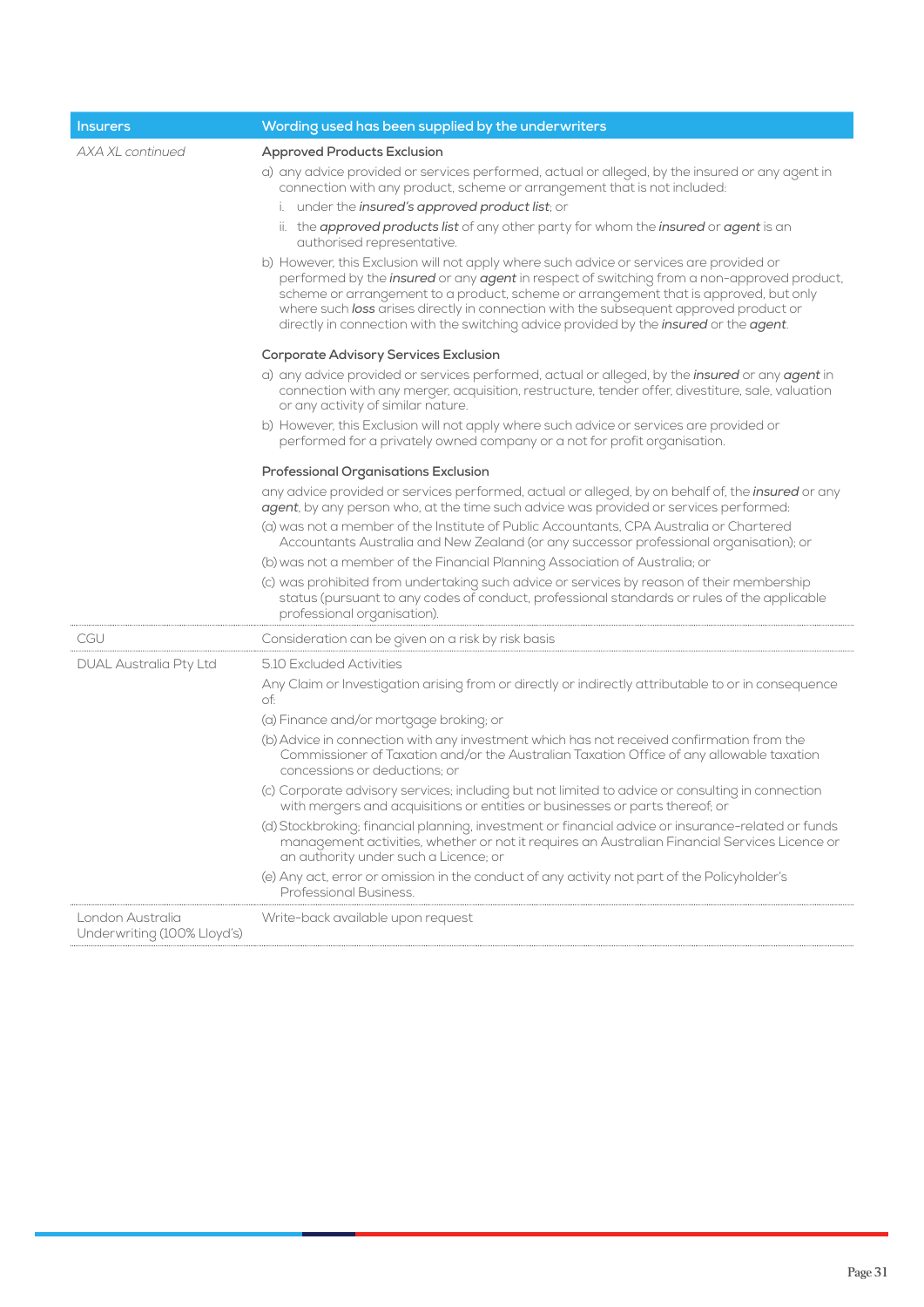| Insurers | Wording used has been supplied by the underwriters |
|---|---|
| *AXA XL continued* | **Approved Products Exclusion**<br>a) any advice provided or services performed, actual or alleged, by the insured or any agent in connection with any product, scheme or arrangement that is not included:<br>i. under the ***insured's approved product list***; or<br>ii. the ***approved products list*** of any other party for whom the ***insured*** or ***agent*** is an authorised representative.<br>b) However, this Exclusion will not apply where such advice or services are provided or performed by the ***insured*** or any ***agent*** in respect of switching from a non-approved product, scheme or arrangement to a product, scheme or arrangement that is approved, but only where such ***loss*** arises directly in connection with the subsequent approved product or directly in connection with the switching advice provided by the ***insured*** or the ***agent***.<br><br>**Corporate Advisory Services Exclusion**<br>a) any advice provided or services performed, actual or alleged, by the ***insured*** or any ***agent*** in connection with any merger, acquisition, restructure, tender offer, divestiture, sale, valuation or any activity of similar nature.<br>b) However, this Exclusion will not apply where such advice or services are provided or performed for a privately owned company or a not for profit organisation.<br><br>**Professional Organisations Exclusion**<br>any advice provided or services performed, actual or alleged, by on behalf of, the ***insured*** or any ***agent***, by any person who, at the time such advice was provided or services performed:<br>(a) was not a member of the Institute of Public Accountants, CPA Australia or Chartered Accountants Australia and New Zealand (or any successor professional organisation); or<br>(b) was not a member of the Financial Planning Association of Australia; or<br>(c) was prohibited from undertaking such advice or services by reason of their membership status (pursuant to any codes of conduct, professional standards or rules of the applicable professional organisation). |
| CGU | Consideration can be given on a risk by risk basis |
| DUAL Australia Pty Ltd | 5.10 Excluded Activities<br>Any Claim or Investigation arising from or directly or indirectly attributable to or in consequence of:<br>(a) Finance and/or mortgage broking; or<br>(b) Advice in connection with any investment which has not received confirmation from the Commissioner of Taxation and/or the Australian Taxation Office of any allowable taxation concessions or deductions; or<br>(c) Corporate advisory services; including but not limited to advice or consulting in connection with mergers and acquisitions or entities or businesses or parts thereof; or<br>(d) Stockbroking; financial planning, investment or financial advice or insurance-related or funds management activities, whether or not it requires an Australian Financial Services Licence or an authority under such a Licence; or<br>(e) Any act, error or omission in the conduct of any activity not part of the Policyholder's Professional Business. |
| London Australia Underwriting (100% Lloyd's) | Write-back available upon request |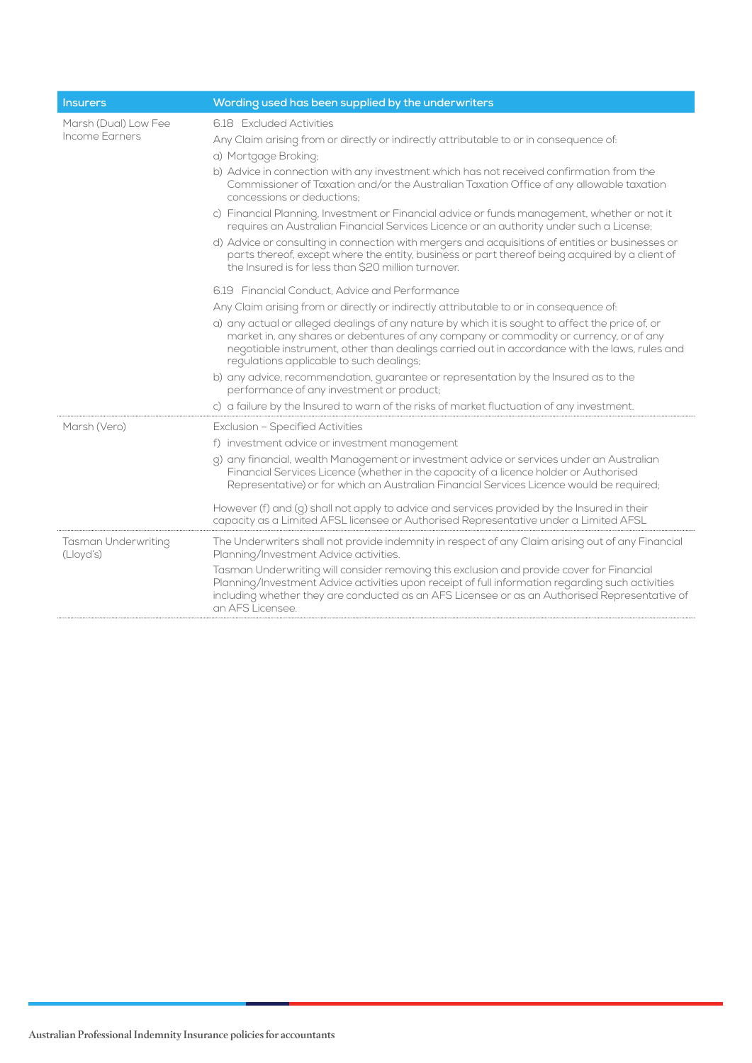| Insurers | Wording used has been supplied by the underwriters |
|---|---|
| Marsh (Dual) Low Fee Income Earners | 6.18 Excluded Activities<br>Any Claim arising from or directly or indirectly attributable to or in consequence of:<br>a) Mortgage Broking;<br>b) Advice in connection with any investment which has not received confirmation from the Commissioner of Taxation and/or the Australian Taxation Office of any allowable taxation concessions or deductions;<br>c) Financial Planning, Investment or Financial advice or funds management, whether or not it requires an Australian Financial Services Licence or an authority under such a License;<br>d) Advice or consulting in connection with mergers and acquisitions of entities or businesses or parts thereof, except where the entity, business or part thereof being acquired by a client of the Insured is for less than $20 million turnover.<br><br>6.19 Financial Conduct, Advice and Performance<br>Any Claim arising from or directly or indirectly attributable to or in consequence of:<br>a) any actual or alleged dealings of any nature by which it is sought to affect the price of, or market in, any shares or debentures of any company or commodity or currency, or of any negotiable instrument, other than dealings carried out in accordance with the laws, rules and regulations applicable to such dealings;<br>b) any advice, recommendation, guarantee or representation by the Insured as to the performance of any investment or product;<br>c) a failure by the Insured to warn of the risks of market fluctuation of any investment. |
| Marsh (Vero) | Exclusion – Specified Activities<br>f) investment advice or investment management<br>g) any financial, wealth Management or investment advice or services under an Australian Financial Services Licence (whether in the capacity of a licence holder or Authorised Representative) or for which an Australian Financial Services Licence would be required;<br><br>However (f) and (g) shall not apply to advice and services provided by the Insured in their capacity as a Limited AFSL licensee or Authorised Representative under a Limited AFSL |
| Tasman Underwriting (Lloyd's) | The Underwriters shall not provide indemnity in respect of any Claim arising out of any Financial Planning/Investment Advice activities.<br>Tasman Underwriting will consider removing this exclusion and provide cover for Financial Planning/Investment Advice activities upon receipt of full information regarding such activities including whether they are conducted as an AFS Licensee or as an Authorised Representative of an AFS Licensee. |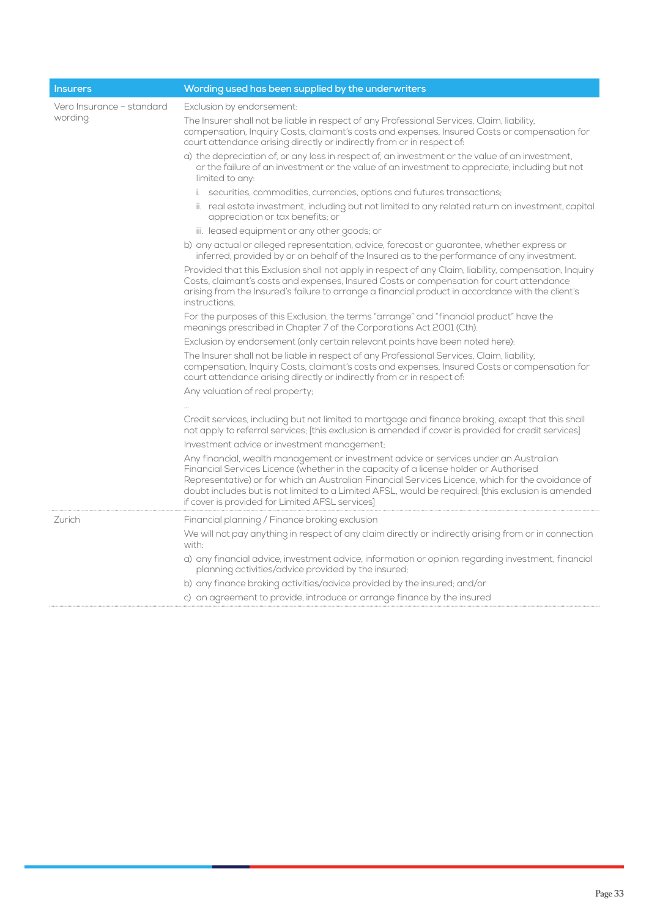| Insurers | Wording used has been supplied by the underwriters |
|---|---|
| Vero Insurance – standard wording | Exclusion by endorsement:<br><br>The Insurer shall not be liable in respect of any Professional Services, Claim, liability, compensation, Inquiry Costs, claimant's costs and expenses, Insured Costs or compensation for court attendance arising directly or indirectly from or in respect of:<br><br>a) the depreciation of, or any loss in respect of, an investment or the value of an investment, or the failure of an investment or the value of an investment to appreciate, including but not limited to any:<br><br>i. securities, commodities, currencies, options and futures transactions;<br><br>ii. real estate investment, including but not limited to any related return on investment, capital appreciation or tax benefits; or<br><br>iii. leased equipment or any other goods; or<br><br>b) any actual or alleged representation, advice, forecast or guarantee, whether express or inferred, provided by or on behalf of the Insured as to the performance of any investment.<br><br>Provided that this Exclusion shall not apply in respect of any Claim, liability, compensation, Inquiry Costs, claimant's costs and expenses, Insured Costs or compensation for court attendance arising from the Insured's failure to arrange a financial product in accordance with the client's instructions.<br><br>For the purposes of this Exclusion, the terms "arrange" and "financial product" have the meanings prescribed in Chapter 7 of the Corporations Act 2001 (Cth).<br><br>Exclusion by endorsement (only certain relevant points have been noted here):<br><br>The Insurer shall not be liable in respect of any Professional Services, Claim, liability, compensation, Inquiry Costs, claimant's costs and expenses, Insured Costs or compensation for court attendance arising directly or indirectly from or in respect of:<br><br>Any valuation of real property;<br><br>...<br><br>Credit services, including but not limited to mortgage and finance broking, except that this shall not apply to referral services; [this exclusion is amended if cover is provided for credit services]<br><br>Investment advice or investment management;<br><br>Any financial, wealth management or investment advice or services under an Australian Financial Services Licence (whether in the capacity of a license holder or Authorised Representative) or for which an Australian Financial Services Licence, which for the avoidance of doubt includes but is not limited to a Limited AFSL, would be required; [this exclusion is amended if cover is provided for Limited AFSL services] |
| Zurich | Financial planning / Finance broking exclusion<br><br>We will not pay anything in respect of any claim directly or indirectly arising from or in connection with:<br><br>a) any financial advice, investment advice, information or opinion regarding investment, financial planning activities/advice provided by the insured;<br><br>b) any finance broking activities/advice provided by the insured; and/or<br><br>c) an agreement to provide, introduce or arrange finance by the insured |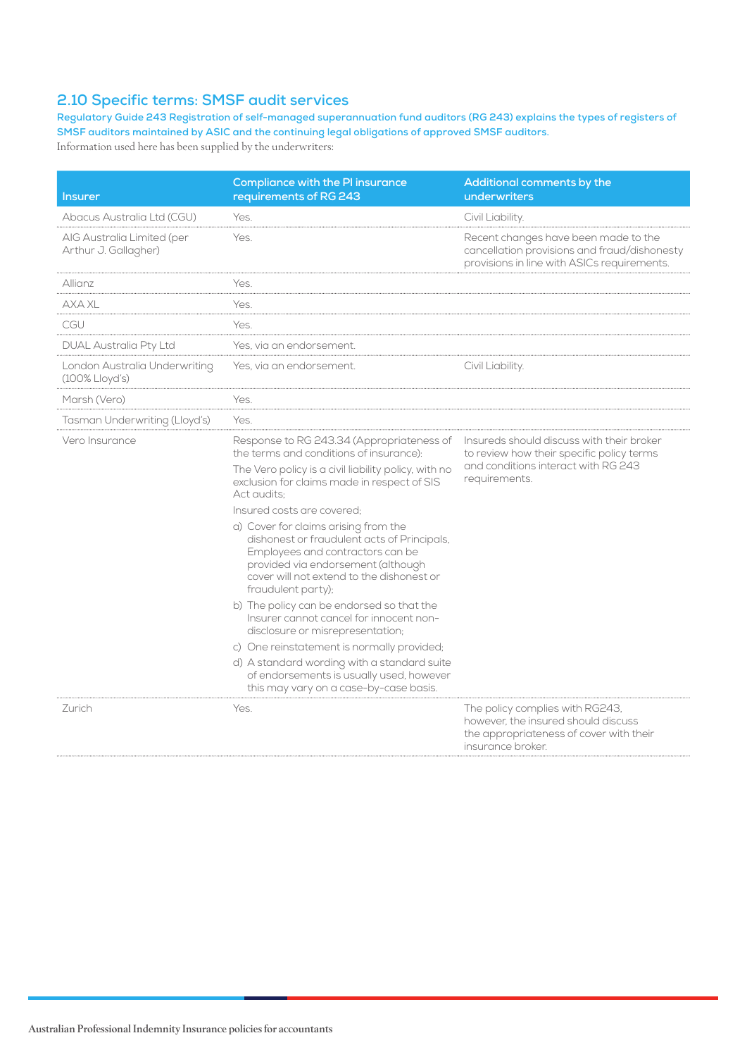## 2.10 Specific terms: SMSF audit services

**Regulatory Guide 243 Registration of self-managed superannuation fund auditors (RG 243) explains the types of registers of SMSF auditors maintained by ASIC and the continuing legal obligations of approved SMSF auditors.**

Information used here has been supplied by the underwriters:

| Insurer | Compliance with the PI insurance requirements of RG 243 | Additional comments by the underwriters |
|---|---|---|
| Abacus Australia Ltd (CGU) | Yes. | Civil Liability. |
| AIG Australia Limited (per Arthur J. Gallagher) | Yes. | Recent changes have been made to the cancellation provisions and fraud/dishonesty provisions in line with ASICs requirements. |
| Allianz | Yes. | |
| AXA XL | Yes. | |
| CGU | Yes. | |
| DUAL Australia Pty Ltd | Yes, via an endorsement. | |
| London Australia Underwriting (100% Lloyd's) | Yes, via an endorsement. | Civil Liability. |
| Marsh (Vero) | Yes. | |
| Tasman Underwriting (Lloyd's) | Yes. | |
| Vero Insurance | Response to RG 243.34 (Appropriateness of the terms and conditions of insurance): The Vero policy is a civil liability policy, with no exclusion for claims made in respect of SIS Act audits; Insured costs are covered; a) Cover for claims arising from the dishonest or fraudulent acts of Principals, Employees and contractors can be provided via endorsement (although cover will not extend to the dishonest or fraudulent party); b) The policy can be endorsed so that the Insurer cannot cancel for innocent non-disclosure or misrepresentation; c) One reinstatement is normally provided; d) A standard wording with a standard suite of endorsements is usually used, however this may vary on a case-by-case basis. | Insureds should discuss with their broker to review how their specific policy terms and conditions interact with RG 243 requirements. |
| Zurich | Yes. | The policy complies with RG243, however, the insured should discuss the appropriateness of cover with their insurance broker. |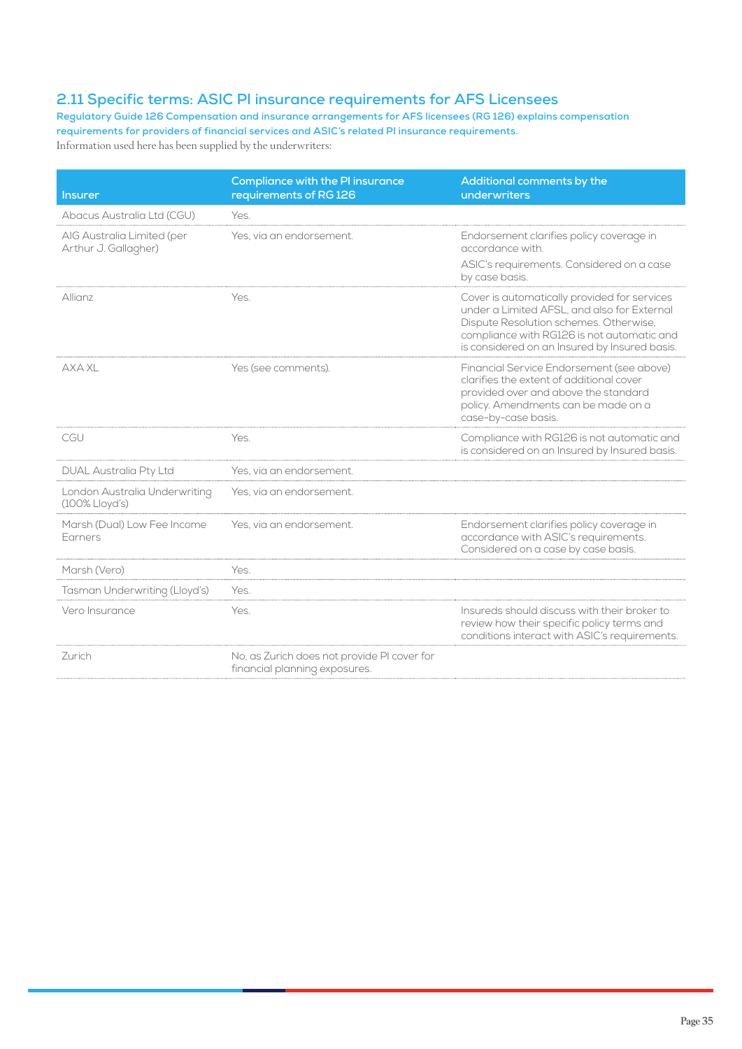## 2.11 Specific terms: ASIC PI insurance requirements for AFS Licensees

**Regulatory Guide 126 Compensation and insurance arrangements for AFS licensees (RG 126) explains compensation requirements for providers of financial services and ASIC's related PI insurance requirements.**

Information used here has been supplied by the underwriters:

| Insurer | Compliance with the PI insurance requirements of RG 126 | Additional comments by the underwriters |
|---|---|---|
| Abacus Australia Ltd (CGU) | Yes. | |
| AIG Australia Limited (per Arthur J. Gallagher) | Yes, via an endorsement. | Endorsement clarifies policy coverage in accordance with.<br><br>ASIC's requirements. Considered on a case by case basis. |
| Allianz | Yes. | Cover is automatically provided for services under a Limited AFSL, and also for External Dispute Resolution schemes. Otherwise, compliance with RG126 is not automatic and is considered on an Insured by Insured basis. |
| AXA XL | Yes (see comments). | Financial Service Endorsement (see above) clarifies the extent of additional cover provided over and above the standard policy. Amendments can be made on a case-by-case basis. |
| CGU | Yes. | Compliance with RG126 is not automatic and is considered on an Insured by Insured basis. |
| DUAL Australia Pty Ltd | Yes, via an endorsement. | |
| London Australia Underwriting (100% Lloyd's) | Yes, via an endorsement. | |
| Marsh (Dual) Low Fee Income Earners | Yes, via an endorsement. | Endorsement clarifies policy coverage in accordance with ASIC's requirements. Considered on a case by case basis. |
| Marsh (Vero) | Yes. | |
| Tasman Underwriting (Lloyd's) | Yes. | |
| Vero Insurance | Yes. | Insureds should discuss with their broker to review how their specific policy terms and conditions interact with ASIC's requirements. |
| Zurich | No, as Zurich does not provide PI cover for financial planning exposures. | |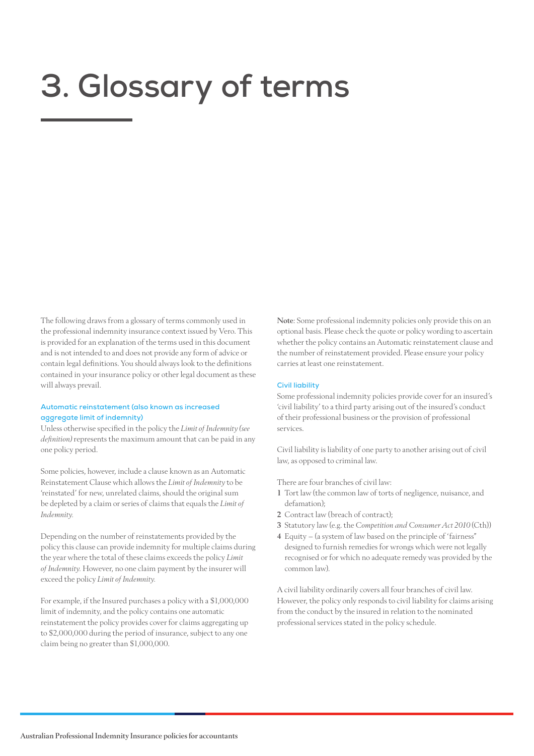# 3. Glossary of terms

The following draws from a glossary of terms commonly used in the professional indemnity insurance context issued by Vero. This is provided for an explanation of the terms used in this document and is not intended to and does not provide any form of advice or contain legal definitions. You should always look to the definitions contained in your insurance policy or other legal document as these will always prevail.

### Automatic reinstatement (also known as increased aggregate limit of indemnity)

Unless otherwise specified in the policy the *Limit of Indemnity (see definition)* represents the maximum amount that can be paid in any one policy period.

Some policies, however, include a clause known as an Automatic Reinstatement Clause which allows the *Limit of Indemnity* to be 'reinstated' for new, unrelated claims, should the original sum be depleted by a claim or series of claims that equals the *Limit of Indemnity.*

Depending on the number of reinstatements provided by the policy this clause can provide indemnity for multiple claims during the year where the total of these claims exceeds the policy *Limit of Indemnity.* However, no one claim payment by the insurer will exceed the policy *Limit of Indemnity.*

For example, if the Insured purchases a policy with a $1,000,000 limit of indemnity, and the policy contains one automatic reinstatement the policy provides cover for claims aggregating up to $2,000,000 during the period of insurance, subject to any one claim being no greater than $1,000,000.

**Note**: Some professional indemnity policies only provide this on an optional basis. Please check the quote or policy wording to ascertain whether the policy contains an Automatic reinstatement clause and the number of reinstatement provided. Please ensure your policy carries at least one reinstatement.

### Civil liability

Some professional indemnity policies provide cover for an insured's 'civil liability' to a third party arising out of the insured's conduct of their professional business or the provision of professional services.

Civil liability is liability of one party to another arising out of civil law, as opposed to criminal law.

There are four branches of civil law:

1. Tort law (the common law of torts of negligence, nuisance, and defamation);
2. Contract law (breach of contract);
3. Statutory law (e.g. the *Competition and Consumer Act 2010* (Cth))
4. Equity – (a system of law based on the principle of 'fairness" designed to furnish remedies for wrongs which were not legally recognised or for which no adequate remedy was provided by the common law).

A civil liability ordinarily covers all four branches of civil law. However, the policy only responds to civil liability for claims arising from the conduct by the insured in relation to the nominated professional services stated in the policy schedule.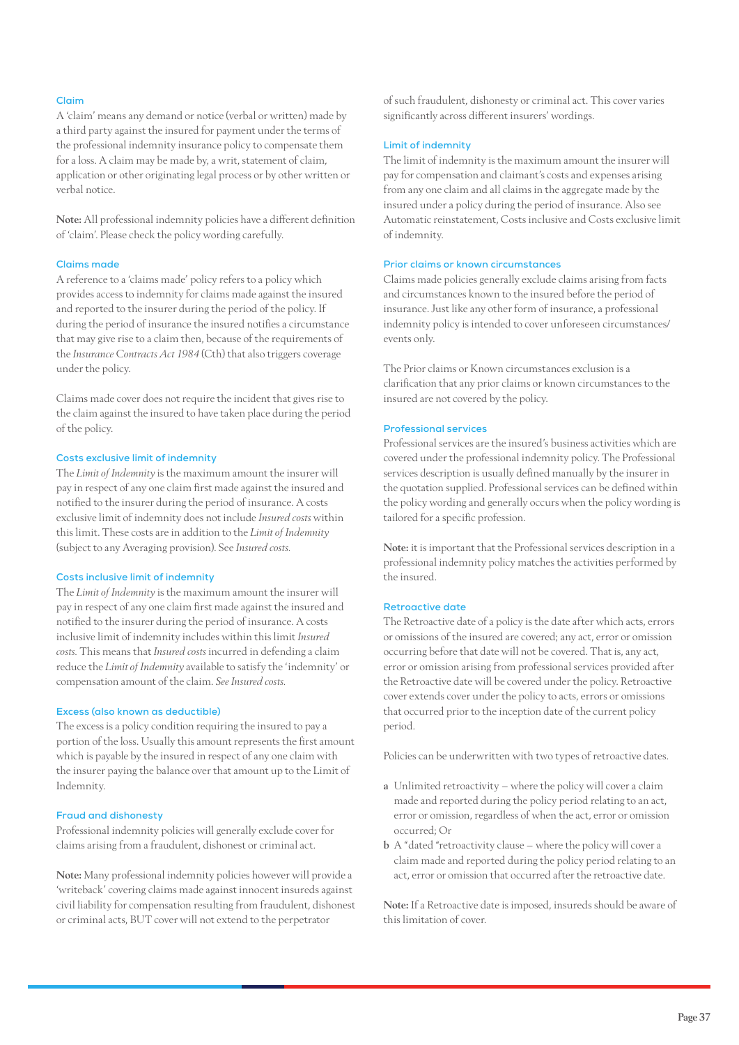### Claim

A 'claim' means any demand or notice (verbal or written) made by a third party against the insured for payment under the terms of the professional indemnity insurance policy to compensate them for a loss. A claim may be made by, a writ, statement of claim, application or other originating legal process or by other written or verbal notice.

**Note:** All professional indemnity policies have a different definition of 'claim'. Please check the policy wording carefully.

### Claims made

A reference to a 'claims made' policy refers to a policy which provides access to indemnity for claims made against the insured and reported to the insurer during the period of the policy. If during the period of insurance the insured notifies a circumstance that may give rise to a claim then, because of the requirements of the *Insurance Contracts Act 1984* (Cth) that also triggers coverage under the policy.

Claims made cover does not require the incident that gives rise to the claim against the insured to have taken place during the period of the policy.

### Costs exclusive limit of indemnity

The *Limit of Indemnity* is the maximum amount the insurer will pay in respect of any one claim first made against the insured and notified to the insurer during the period of insurance. A costs exclusive limit of indemnity does not include *Insured costs* within this limit. These costs are in addition to the *Limit of Indemnity* (subject to any Averaging provision). See *Insured costs.*

### Costs inclusive limit of indemnity

The *Limit of Indemnity* is the maximum amount the insurer will pay in respect of any one claim first made against the insured and notified to the insurer during the period of insurance. A costs inclusive limit of indemnity includes within this limit *Insured costs.* This means that *Insured costs* incurred in defending a claim reduce the *Limit of Indemnity* available to satisfy the 'indemnity' or compensation amount of the claim. *See Insured costs.*

### Excess (also known as deductible)

The excess is a policy condition requiring the insured to pay a portion of the loss. Usually this amount represents the first amount which is payable by the insured in respect of any one claim with the insurer paying the balance over that amount up to the Limit of Indemnity.

### Fraud and dishonesty

Professional indemnity policies will generally exclude cover for claims arising from a fraudulent, dishonest or criminal act.

**Note:** Many professional indemnity policies however will provide a 'writeback' covering claims made against innocent insureds against civil liability for compensation resulting from fraudulent, dishonest or criminal acts, BUT cover will not extend to the perpetrator of such fraudulent, dishonesty or criminal act. This cover varies significantly across different insurers' wordings.

### Limit of indemnity

The limit of indemnity is the maximum amount the insurer will pay for compensation and claimant's costs and expenses arising from any one claim and all claims in the aggregate made by the insured under a policy during the period of insurance. Also see Automatic reinstatement, Costs inclusive and Costs exclusive limit of indemnity.

### Prior claims or known circumstances

Claims made policies generally exclude claims arising from facts and circumstances known to the insured before the period of insurance. Just like any other form of insurance, a professional indemnity policy is intended to cover unforeseen circumstances/events only.

The Prior claims or Known circumstances exclusion is a clarification that any prior claims or known circumstances to the insured are not covered by the policy.

### Professional services

Professional services are the insured's business activities which are covered under the professional indemnity policy. The Professional services description is usually defined manually by the insurer in the quotation supplied. Professional services can be defined within the policy wording and generally occurs when the policy wording is tailored for a specific profession.

**Note:** it is important that the Professional services description in a professional indemnity policy matches the activities performed by the insured.

### Retroactive date

The Retroactive date of a policy is the date after which acts, errors or omissions of the insured are covered; any act, error or omission occurring before that date will not be covered. That is, any act, error or omission arising from professional services provided after the Retroactive date will be covered under the policy. Retroactive cover extends cover under the policy to acts, errors or omissions that occurred prior to the inception date of the current policy period.

Policies can be underwritten with two types of retroactive dates.

- **a** Unlimited retroactivity – where the policy will cover a claim made and reported during the policy period relating to an act, error or omission, regardless of when the act, error or omission occurred; Or
- **b** A "dated "retroactivity clause – where the policy will cover a claim made and reported during the policy period relating to an act, error or omission that occurred after the retroactive date.

**Note:** If a Retroactive date is imposed, insureds should be aware of this limitation of cover.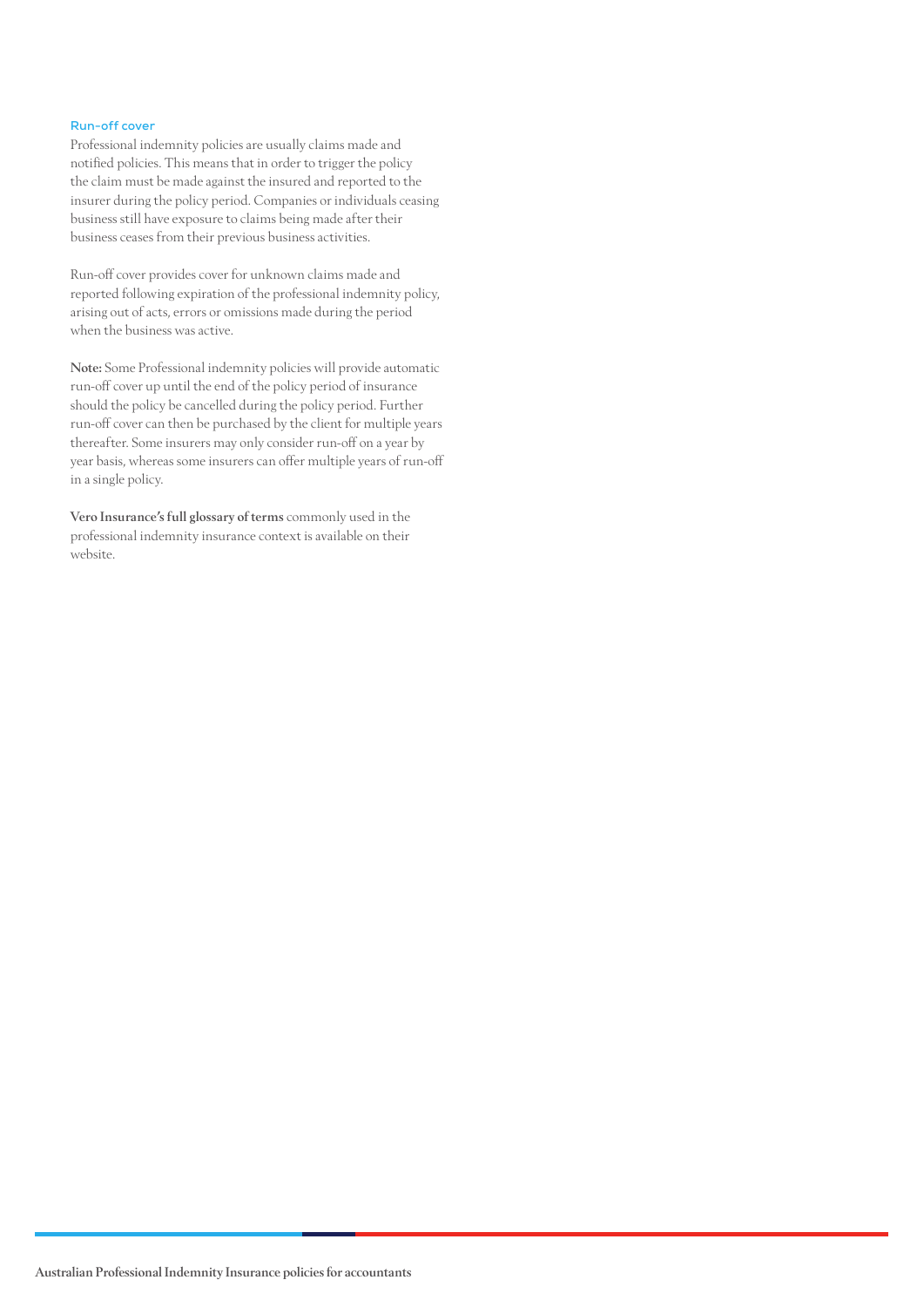### Run-off cover

Professional indemnity policies are usually claims made and notified policies. This means that in order to trigger the policy the claim must be made against the insured and reported to the insurer during the policy period. Companies or individuals ceasing business still have exposure to claims being made after their business ceases from their previous business activities.

Run-off cover provides cover for unknown claims made and reported following expiration of the professional indemnity policy, arising out of acts, errors or omissions made during the period when the business was active.

**Note:** Some Professional indemnity policies will provide automatic run-off cover up until the end of the policy period of insurance should the policy be cancelled during the policy period. Further run-off cover can then be purchased by the client for multiple years thereafter. Some insurers may only consider run-off on a year by year basis, whereas some insurers can offer multiple years of run-off in a single policy.

**Vero Insurance's full glossary of terms** commonly used in the professional indemnity insurance context is available on their website.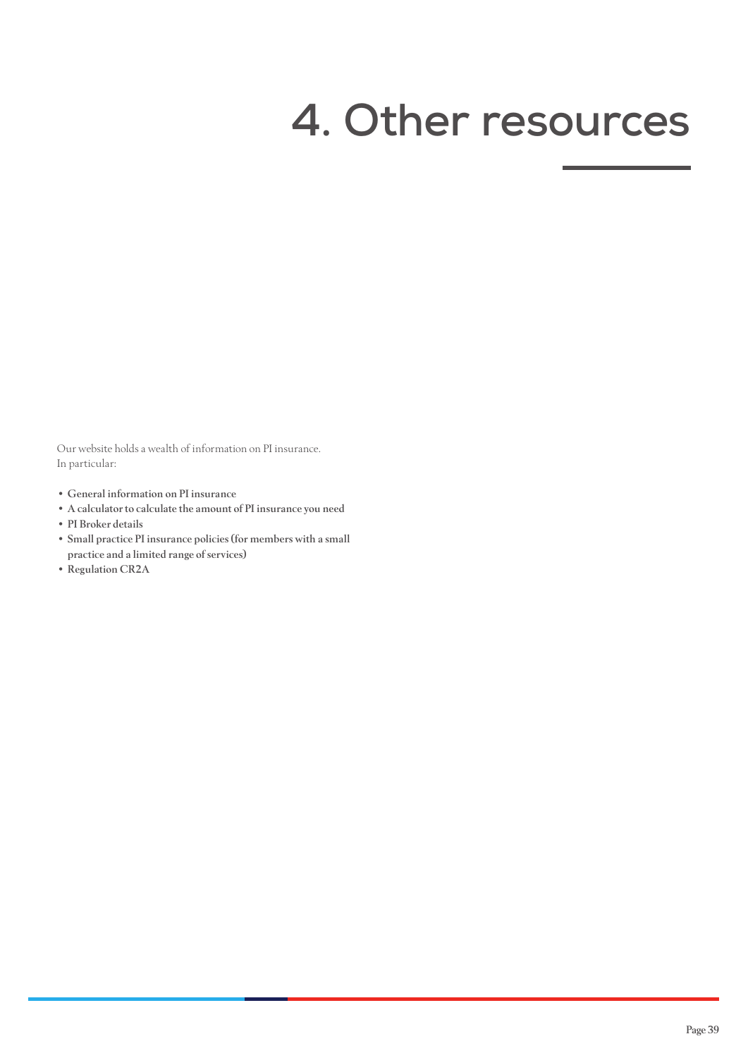# 4. Other resources

Our website holds a wealth of information on PI insurance.
In particular:

- **General information on PI insurance**
- **A calculator to calculate the amount of PI insurance you need**
- **PI Broker details**
- **Small practice PI insurance policies (for members with a small practice and a limited range of services)**
- **Regulation CR2A**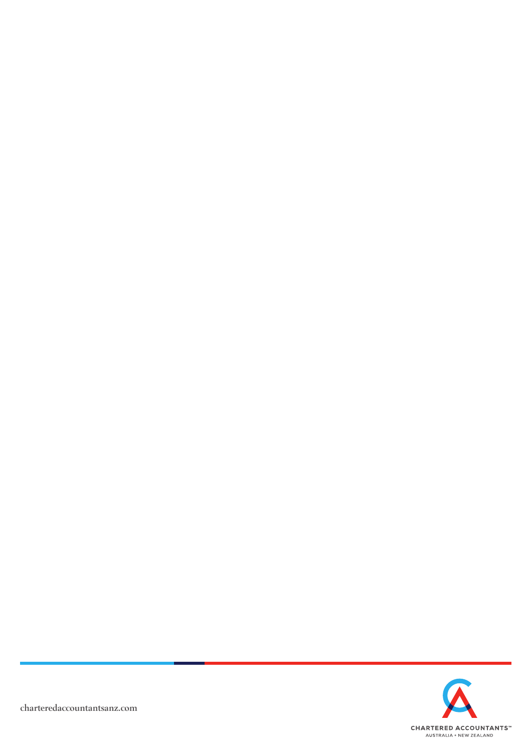charteredaccountantsanz.com

CHARTERED ACCOUNTANTS™
AUSTRALIA + NEW ZEALAND